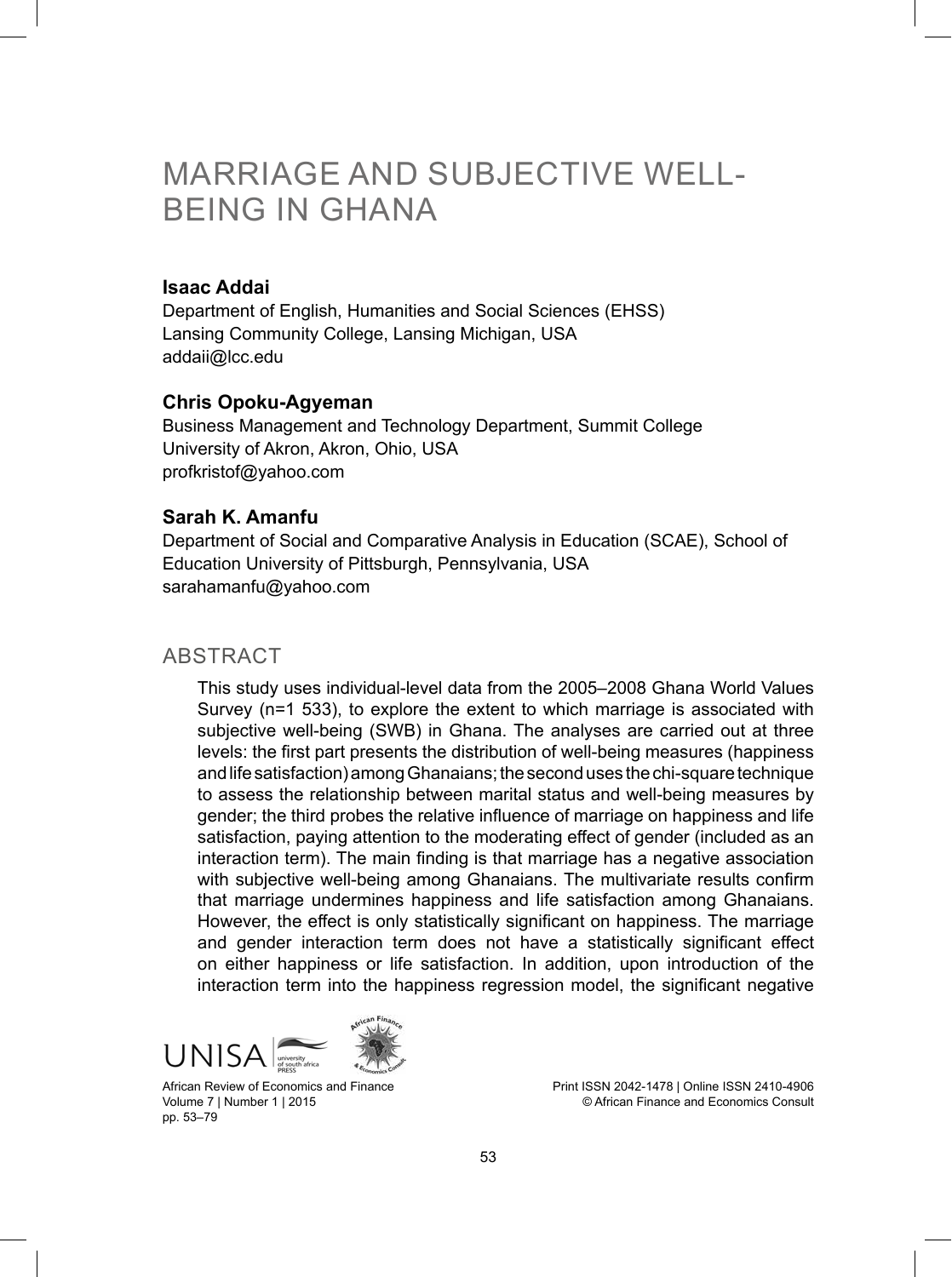# MARRIAGE AND SUBJECTIVE WELL-BEING IN GHANA

**Isaac Addai**
Department of English, Humanities and Social Sciences (EHSS)
Lansing Community College, Lansing Michigan, USA
addaii@lcc.edu

**Chris Opoku-Agyeman**
Business Management and Technology Department, Summit College
University of Akron, Akron, Ohio, USA
profkristof@yahoo.com

**Sarah K. Amanfu**
Department of Social and Comparative Analysis in Education (SCAE), School of Education University of Pittsburgh, Pennsylvania, USA
sarahamanfu@yahoo.com

## ABSTRACT

This study uses individual-level data from the 2005–2008 Ghana World Values Survey (n=1 533), to explore the extent to which marriage is associated with subjective well-being (SWB) in Ghana. The analyses are carried out at three levels: the first part presents the distribution of well-being measures (happiness and life satisfaction) among Ghanaians; the second uses the chi-square technique to assess the relationship between marital status and well-being measures by gender; the third probes the relative influence of marriage on happiness and life satisfaction, paying attention to the moderating effect of gender (included as an interaction term). The main finding is that marriage has a negative association with subjective well-being among Ghanaians. The multivariate results confirm that marriage undermines happiness and life satisfaction among Ghanaians. However, the effect is only statistically significant on happiness. The marriage and gender interaction term does not have a statistically significant effect on either happiness or life satisfaction. In addition, upon introduction of the interaction term into the happiness regression model, the significant negative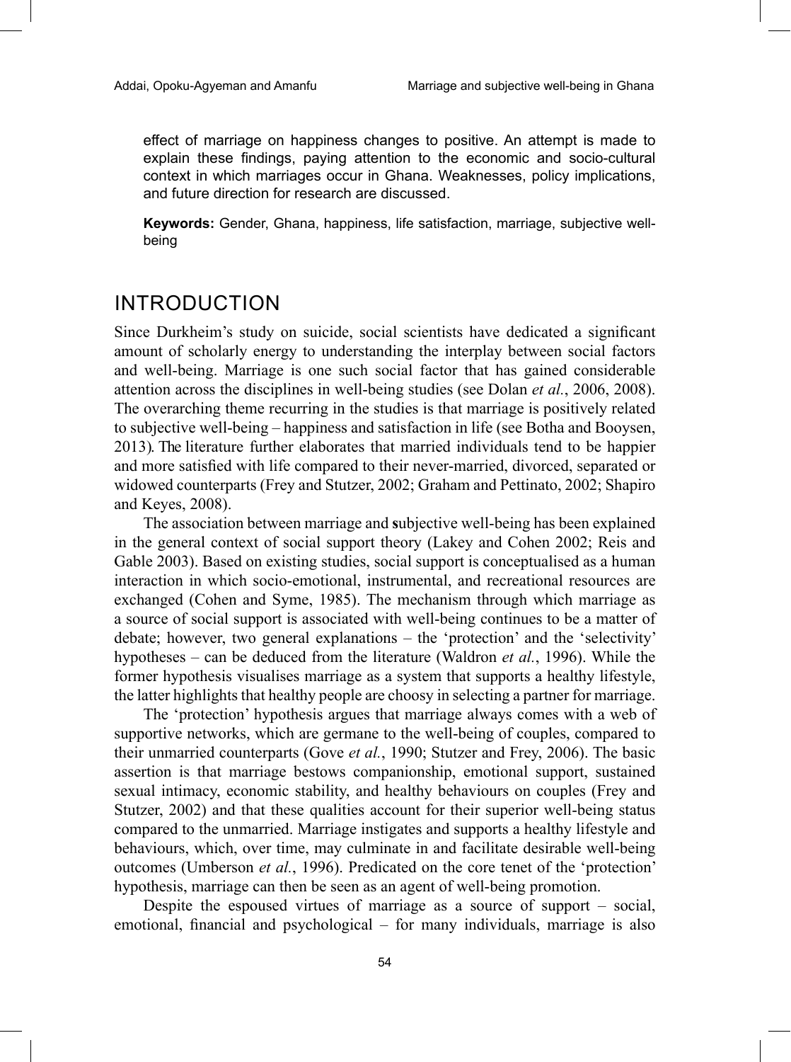effect of marriage on happiness changes to positive. An attempt is made to explain these findings, paying attention to the economic and socio-cultural context in which marriages occur in Ghana. Weaknesses, policy implications, and future direction for research are discussed.

**Keywords:** Gender, Ghana, happiness, life satisfaction, marriage, subjective well-being

## INTRODUCTION

Since Durkheim's study on suicide, social scientists have dedicated a significant amount of scholarly energy to understanding the interplay between social factors and well-being. Marriage is one such social factor that has gained considerable attention across the disciplines in well-being studies (see Dolan *et al.*, 2006, 2008). The overarching theme recurring in the studies is that marriage is positively related to subjective well-being – happiness and satisfaction in life (see Botha and Booysen, 2013). The literature further elaborates that married individuals tend to be happier and more satisfied with life compared to their never-married, divorced, separated or widowed counterparts (Frey and Stutzer, 2002; Graham and Pettinato, 2002; Shapiro and Keyes, 2008).

The association between marriage and **s**ubjective well-being has been explained in the general context of social support theory (Lakey and Cohen 2002; Reis and Gable 2003). Based on existing studies, social support is conceptualised as a human interaction in which socio-emotional, instrumental, and recreational resources are exchanged (Cohen and Syme, 1985). The mechanism through which marriage as a source of social support is associated with well-being continues to be a matter of debate; however, two general explanations – the 'protection' and the 'selectivity' hypotheses – can be deduced from the literature (Waldron *et al.*, 1996). While the former hypothesis visualises marriage as a system that supports a healthy lifestyle, the latter highlights that healthy people are choosy in selecting a partner for marriage.

The 'protection' hypothesis argues that marriage always comes with a web of supportive networks, which are germane to the well-being of couples, compared to their unmarried counterparts (Gove *et al.*, 1990; Stutzer and Frey, 2006). The basic assertion is that marriage bestows companionship, emotional support, sustained sexual intimacy, economic stability, and healthy behaviours on couples (Frey and Stutzer, 2002) and that these qualities account for their superior well-being status compared to the unmarried. Marriage instigates and supports a healthy lifestyle and behaviours, which, over time, may culminate in and facilitate desirable well-being outcomes (Umberson *et al.*, 1996). Predicated on the core tenet of the 'protection' hypothesis, marriage can then be seen as an agent of well-being promotion.

Despite the espoused virtues of marriage as a source of support – social, emotional, financial and psychological – for many individuals, marriage is also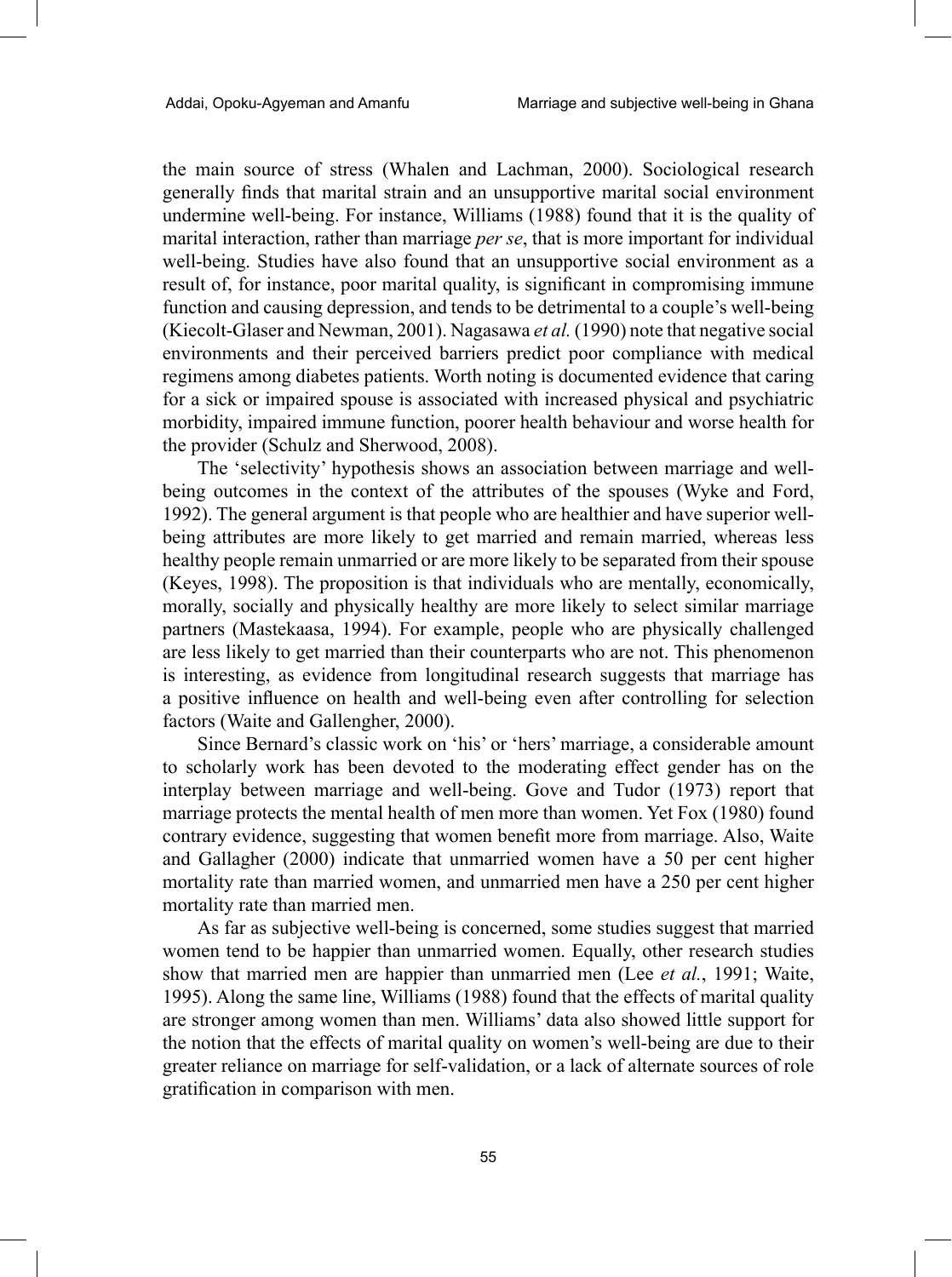the main source of stress (Whalen and Lachman, 2000). Sociological research generally finds that marital strain and an unsupportive marital social environment undermine well-being. For instance, Williams (1988) found that it is the quality of marital interaction, rather than marriage *per se*, that is more important for individual well-being. Studies have also found that an unsupportive social environment as a result of, for instance, poor marital quality, is significant in compromising immune function and causing depression, and tends to be detrimental to a couple's well-being (Kiecolt-Glaser and Newman, 2001). Nagasawa *et al.* (1990) note that negative social environments and their perceived barriers predict poor compliance with medical regimens among diabetes patients. Worth noting is documented evidence that caring for a sick or impaired spouse is associated with increased physical and psychiatric morbidity, impaired immune function, poorer health behaviour and worse health for the provider (Schulz and Sherwood, 2008).

The 'selectivity' hypothesis shows an association between marriage and well-being outcomes in the context of the attributes of the spouses (Wyke and Ford, 1992). The general argument is that people who are healthier and have superior well-being attributes are more likely to get married and remain married, whereas less healthy people remain unmarried or are more likely to be separated from their spouse (Keyes, 1998). The proposition is that individuals who are mentally, economically, morally, socially and physically healthy are more likely to select similar marriage partners (Mastekaasa, 1994). For example, people who are physically challenged are less likely to get married than their counterparts who are not. This phenomenon is interesting, as evidence from longitudinal research suggests that marriage has a positive influence on health and well-being even after controlling for selection factors (Waite and Gallengher, 2000).

Since Bernard's classic work on 'his' or 'hers' marriage, a considerable amount to scholarly work has been devoted to the moderating effect gender has on the interplay between marriage and well-being. Gove and Tudor (1973) report that marriage protects the mental health of men more than women. Yet Fox (1980) found contrary evidence, suggesting that women benefit more from marriage. Also, Waite and Gallagher (2000) indicate that unmarried women have a 50 per cent higher mortality rate than married women, and unmarried men have a 250 per cent higher mortality rate than married men.

As far as subjective well-being is concerned, some studies suggest that married women tend to be happier than unmarried women. Equally, other research studies show that married men are happier than unmarried men (Lee *et al.*, 1991; Waite, 1995). Along the same line, Williams (1988) found that the effects of marital quality are stronger among women than men. Williams' data also showed little support for the notion that the effects of marital quality on women's well-being are due to their greater reliance on marriage for self-validation, or a lack of alternate sources of role gratification in comparison with men.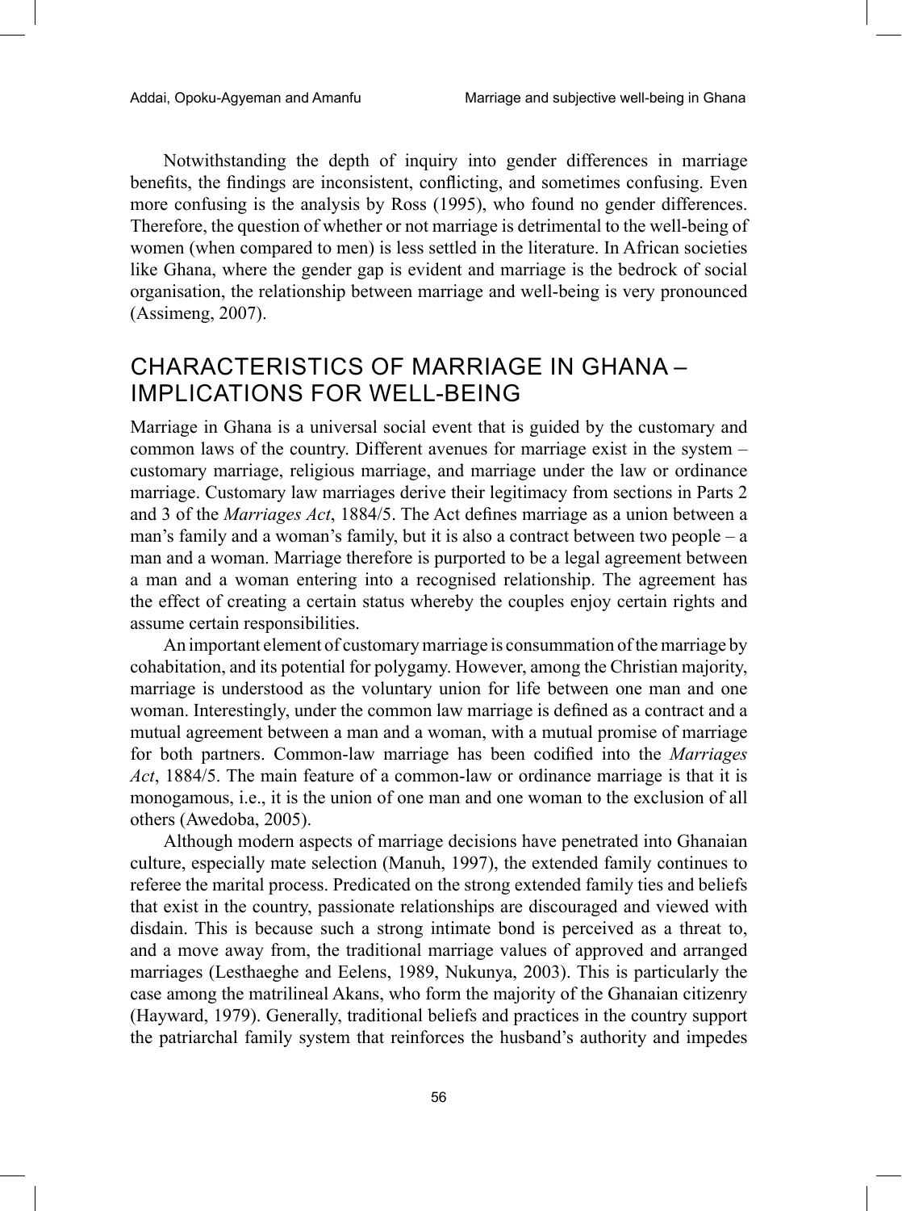Notwithstanding the depth of inquiry into gender differences in marriage benefits, the findings are inconsistent, conflicting, and sometimes confusing. Even more confusing is the analysis by Ross (1995), who found no gender differences. Therefore, the question of whether or not marriage is detrimental to the well-being of women (when compared to men) is less settled in the literature. In African societies like Ghana, where the gender gap is evident and marriage is the bedrock of social organisation, the relationship between marriage and well-being is very pronounced (Assimeng, 2007).

## CHARACTERISTICS OF MARRIAGE IN GHANA – IMPLICATIONS FOR WELL-BEING

Marriage in Ghana is a universal social event that is guided by the customary and common laws of the country. Different avenues for marriage exist in the system – customary marriage, religious marriage, and marriage under the law or ordinance marriage. Customary law marriages derive their legitimacy from sections in Parts 2 and 3 of the *Marriages Act*, 1884/5. The Act defines marriage as a union between a man's family and a woman's family, but it is also a contract between two people – a man and a woman. Marriage therefore is purported to be a legal agreement between a man and a woman entering into a recognised relationship. The agreement has the effect of creating a certain status whereby the couples enjoy certain rights and assume certain responsibilities.

An important element of customary marriage is consummation of the marriage by cohabitation, and its potential for polygamy. However, among the Christian majority, marriage is understood as the voluntary union for life between one man and one woman. Interestingly, under the common law marriage is defined as a contract and a mutual agreement between a man and a woman, with a mutual promise of marriage for both partners. Common-law marriage has been codified into the *Marriages Act*, 1884/5. The main feature of a common-law or ordinance marriage is that it is monogamous, i.e., it is the union of one man and one woman to the exclusion of all others (Awedoba, 2005).

Although modern aspects of marriage decisions have penetrated into Ghanaian culture, especially mate selection (Manuh, 1997), the extended family continues to referee the marital process. Predicated on the strong extended family ties and beliefs that exist in the country, passionate relationships are discouraged and viewed with disdain. This is because such a strong intimate bond is perceived as a threat to, and a move away from, the traditional marriage values of approved and arranged marriages (Lesthaeghe and Eelens, 1989, Nukunya, 2003). This is particularly the case among the matrilineal Akans, who form the majority of the Ghanaian citizenry (Hayward, 1979). Generally, traditional beliefs and practices in the country support the patriarchal family system that reinforces the husband's authority and impedes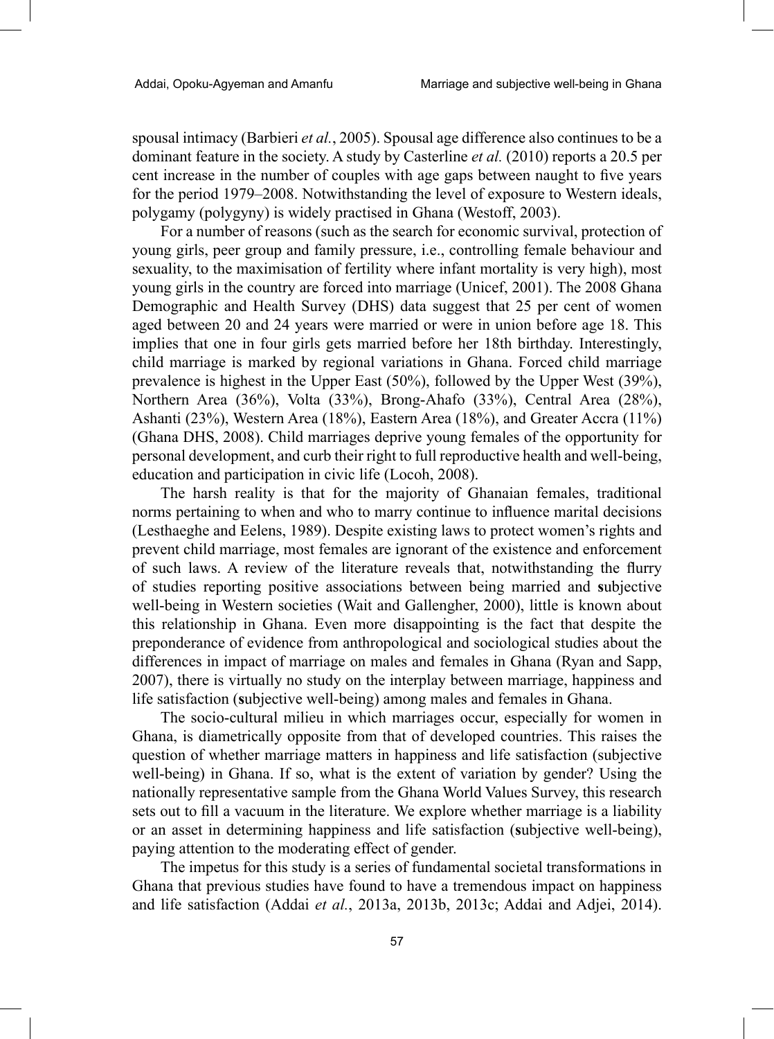spousal intimacy (Barbieri *et al.*, 2005). Spousal age difference also continues to be a dominant feature in the society. A study by Casterline *et al.* (2010) reports a 20.5 per cent increase in the number of couples with age gaps between naught to five years for the period 1979–2008. Notwithstanding the level of exposure to Western ideals, polygamy (polygyny) is widely practised in Ghana (Westoff, 2003).

For a number of reasons (such as the search for economic survival, protection of young girls, peer group and family pressure, i.e., controlling female behaviour and sexuality, to the maximisation of fertility where infant mortality is very high), most young girls in the country are forced into marriage (Unicef, 2001). The 2008 Ghana Demographic and Health Survey (DHS) data suggest that 25 per cent of women aged between 20 and 24 years were married or were in union before age 18. This implies that one in four girls gets married before her 18th birthday. Interestingly, child marriage is marked by regional variations in Ghana. Forced child marriage prevalence is highest in the Upper East (50%), followed by the Upper West (39%), Northern Area (36%), Volta (33%), Brong-Ahafo (33%), Central Area (28%), Ashanti (23%), Western Area (18%), Eastern Area (18%), and Greater Accra (11%) (Ghana DHS, 2008). Child marriages deprive young females of the opportunity for personal development, and curb their right to full reproductive health and well-being, education and participation in civic life (Locoh, 2008).

The harsh reality is that for the majority of Ghanaian females, traditional norms pertaining to when and who to marry continue to influence marital decisions (Lesthaeghe and Eelens, 1989). Despite existing laws to protect women's rights and prevent child marriage, most females are ignorant of the existence and enforcement of such laws. A review of the literature reveals that, notwithstanding the flurry of studies reporting positive associations between being married and **s**ubjective well-being in Western societies (Wait and Gallengher, 2000), little is known about this relationship in Ghana. Even more disappointing is the fact that despite the preponderance of evidence from anthropological and sociological studies about the differences in impact of marriage on males and females in Ghana (Ryan and Sapp, 2007), there is virtually no study on the interplay between marriage, happiness and life satisfaction (**s**ubjective well-being) among males and females in Ghana.

The socio-cultural milieu in which marriages occur, especially for women in Ghana, is diametrically opposite from that of developed countries. This raises the question of whether marriage matters in happiness and life satisfaction (subjective well-being) in Ghana. If so, what is the extent of variation by gender? Using the nationally representative sample from the Ghana World Values Survey, this research sets out to fill a vacuum in the literature. We explore whether marriage is a liability or an asset in determining happiness and life satisfaction (**s**ubjective well-being), paying attention to the moderating effect of gender.

The impetus for this study is a series of fundamental societal transformations in Ghana that previous studies have found to have a tremendous impact on happiness and life satisfaction (Addai *et al.*, 2013a, 2013b, 2013c; Addai and Adjei, 2014).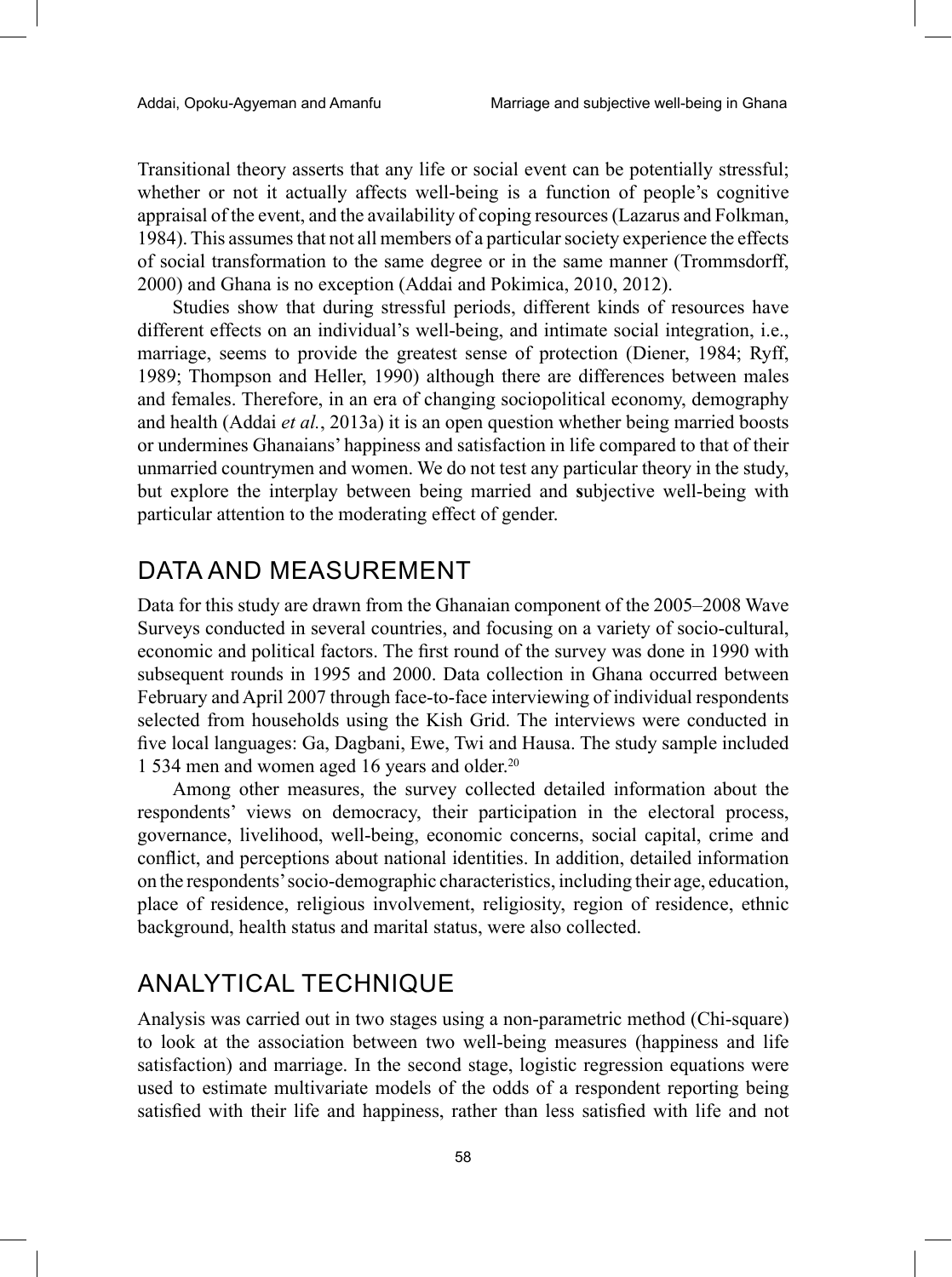Transitional theory asserts that any life or social event can be potentially stressful; whether or not it actually affects well-being is a function of people's cognitive appraisal of the event, and the availability of coping resources (Lazarus and Folkman, 1984). This assumes that not all members of a particular society experience the effects of social transformation to the same degree or in the same manner (Trommsdorff, 2000) and Ghana is no exception (Addai and Pokimica, 2010, 2012).

Studies show that during stressful periods, different kinds of resources have different effects on an individual's well-being, and intimate social integration, i.e., marriage, seems to provide the greatest sense of protection (Diener, 1984; Ryff, 1989; Thompson and Heller, 1990) although there are differences between males and females. Therefore, in an era of changing sociopolitical economy, demography and health (Addai *et al.*, 2013a) it is an open question whether being married boosts or undermines Ghanaians' happiness and satisfaction in life compared to that of their unmarried countrymen and women. We do not test any particular theory in the study, but explore the interplay between being married and **s**ubjective well-being with particular attention to the moderating effect of gender.

## DATA AND MEASUREMENT

Data for this study are drawn from the Ghanaian component of the 2005–2008 Wave Surveys conducted in several countries, and focusing on a variety of socio-cultural, economic and political factors. The first round of the survey was done in 1990 with subsequent rounds in 1995 and 2000. Data collection in Ghana occurred between February and April 2007 through face-to-face interviewing of individual respondents selected from households using the Kish Grid. The interviews were conducted in five local languages: Ga, Dagbani, Ewe, Twi and Hausa. The study sample included 1 534 men and women aged 16 years and older.[20]

Among other measures, the survey collected detailed information about the respondents' views on democracy, their participation in the electoral process, governance, livelihood, well-being, economic concerns, social capital, crime and conflict, and perceptions about national identities. In addition, detailed information on the respondents' socio-demographic characteristics, including their age, education, place of residence, religious involvement, religiosity, region of residence, ethnic background, health status and marital status, were also collected.

## ANALYTICAL TECHNIQUE

Analysis was carried out in two stages using a non-parametric method (Chi-square) to look at the association between two well-being measures (happiness and life satisfaction) and marriage. In the second stage, logistic regression equations were used to estimate multivariate models of the odds of a respondent reporting being satisfied with their life and happiness, rather than less satisfied with life and not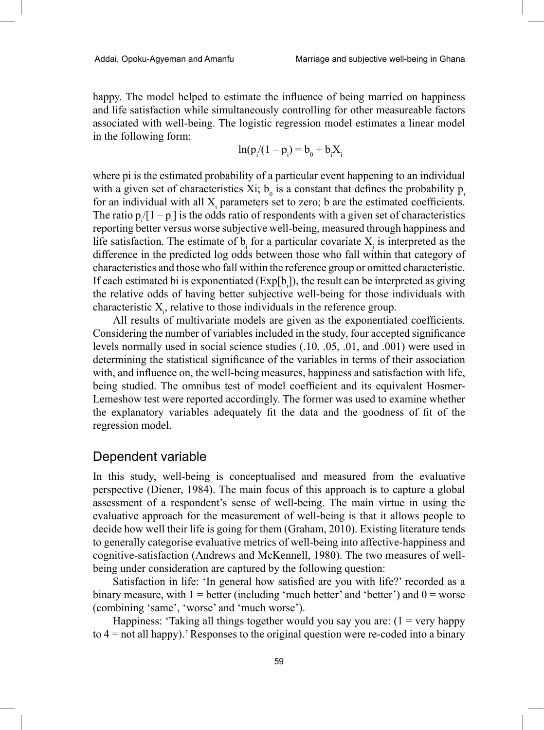happy. The model helped to estimate the influence of being married on happiness and life satisfaction while simultaneously controlling for other measureable factors associated with well-being. The logistic regression model estimates a linear model in the following form:

$$\ln(p_i/(1 - p_i) = b_0 + b_i X_i$$

where pi is the estimated probability of a particular event happening to an individual with a given set of characteristics Xi; $b_0$ is a constant that defines the probability $p_i$ for an individual with all $X_i$ parameters set to zero; b are the estimated coefficients. The ratio $p_i/[1 - p_i]$ is the odds ratio of respondents with a given set of characteristics reporting better versus worse subjective well-being, measured through happiness and life satisfaction. The estimate of $b_i$ for a particular covariate $X_i$ is interpreted as the difference in the predicted log odds between those who fall within that category of characteristics and those who fall within the reference group or omitted characteristic. If each estimated bi is exponentiated ($\text{Exp}[b_i]$), the result can be interpreted as giving the relative odds of having better subjective well-being for those individuals with characteristic $X_i$, relative to those individuals in the reference group.

All results of multivariate models are given as the exponentiated coefficients. Considering the number of variables included in the study, four accepted significance levels normally used in social science studies (.10, .05, .01, and .001) were used in determining the statistical significance of the variables in terms of their association with, and influence on, the well-being measures, happiness and satisfaction with life, being studied. The omnibus test of model coefficient and its equivalent Hosmer-Lemeshow test were reported accordingly. The former was used to examine whether the explanatory variables adequately fit the data and the goodness of fit of the regression model.

## Dependent variable

In this study, well-being is conceptualised and measured from the evaluative perspective (Diener, 1984). The main focus of this approach is to capture a global assessment of a respondent's sense of well-being. The main virtue in using the evaluative approach for the measurement of well-being is that it allows people to decide how well their life is going for them (Graham, 2010). Existing literature tends to generally categorise evaluative metrics of well-being into affective-happiness and cognitive-satisfaction (Andrews and McKennell, 1980). The two measures of well-being under consideration are captured by the following question:

Satisfaction in life: 'In general how satisfied are you with life?' recorded as a binary measure, with 1 = better (including 'much better' and 'better') and 0 = worse (combining 'same', 'worse' and 'much worse').

Happiness: 'Taking all things together would you say you are: (1 = very happy to 4 = not all happy).' Responses to the original question were re-coded into a binary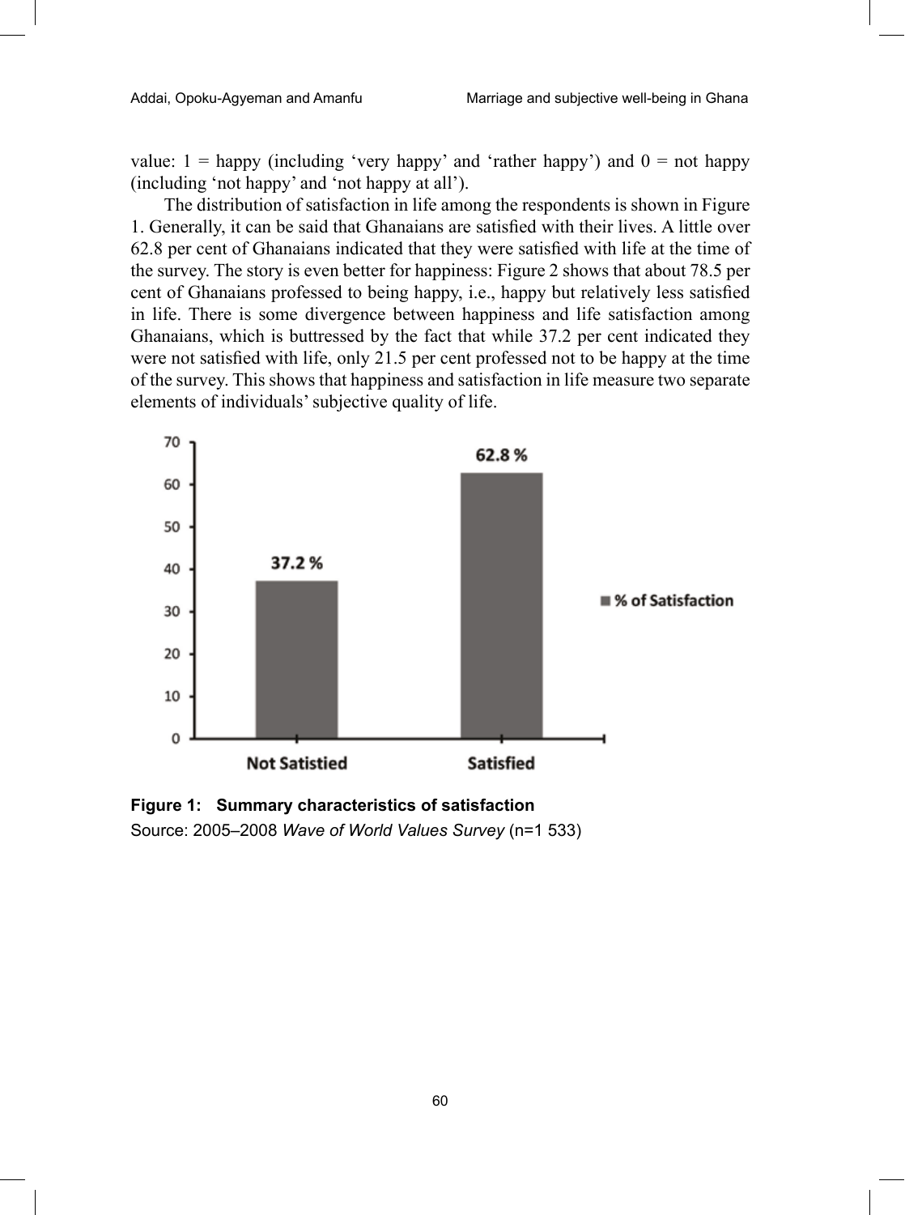value: 1 = happy (including 'very happy' and 'rather happy') and 0 = not happy (including 'not happy' and 'not happy at all').

The distribution of satisfaction in life among the respondents is shown in Figure 1. Generally, it can be said that Ghanaians are satisfied with their lives. A little over 62.8 per cent of Ghanaians indicated that they were satisfied with life at the time of the survey. The story is even better for happiness: Figure 2 shows that about 78.5 per cent of Ghanaians professed to being happy, i.e., happy but relatively less satisfied in life. There is some divergence between happiness and life satisfaction among Ghanaians, which is buttressed by the fact that while 37.2 per cent indicated they were not satisfied with life, only 21.5 per cent professed not to be happy at the time of the survey. This shows that happiness and satisfaction in life measure two separate elements of individuals' subjective quality of life.

**Figure 1: Summary characteristics of satisfaction**

Source: 2005–2008 *Wave of World Values Survey* (n=1 533)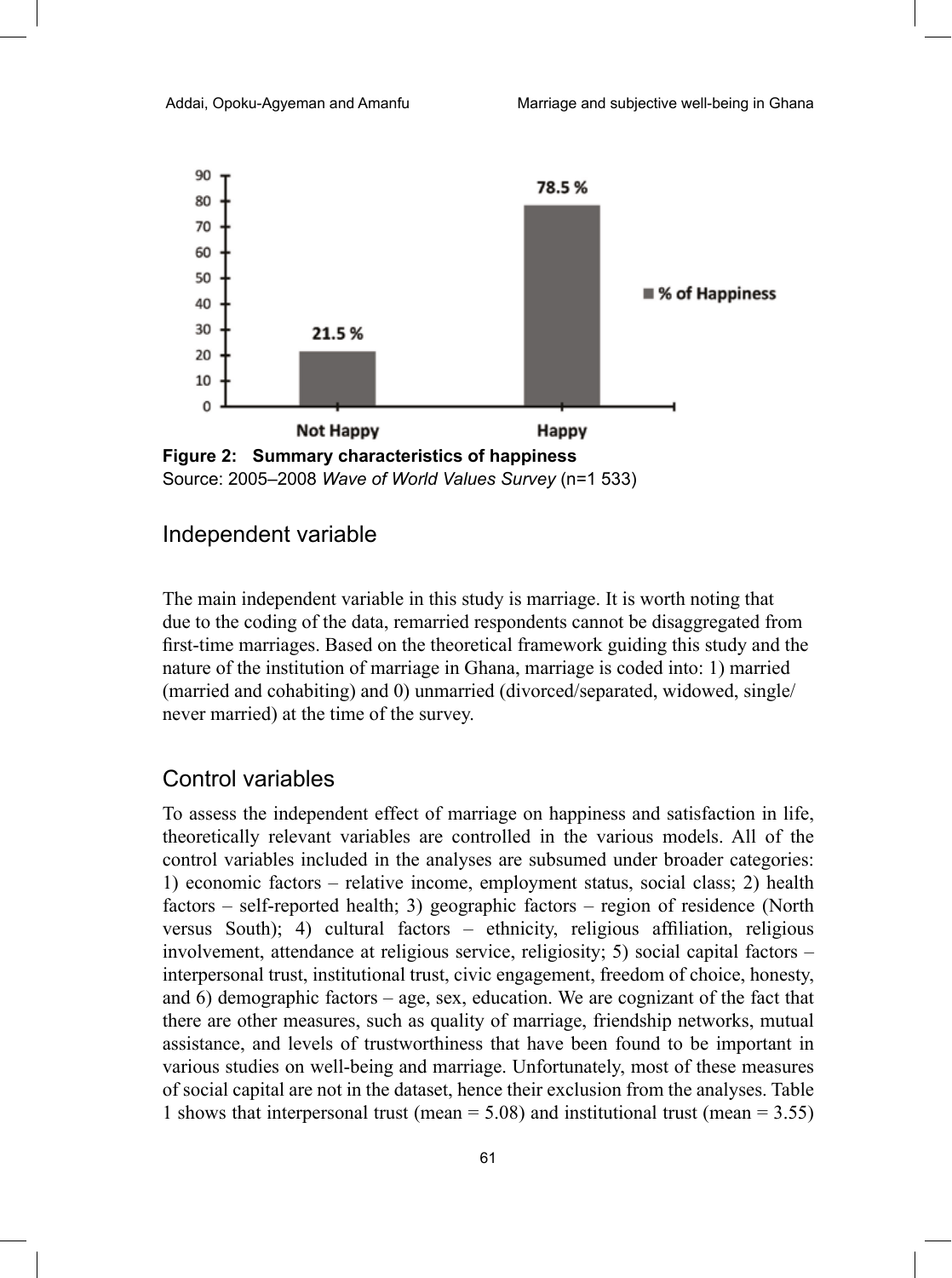Figure 2: Summary characteristics of happiness

Source: 2005–2008 *Wave of World Values Survey* (n=1 533)

## Independent variable

The main independent variable in this study is marriage. It is worth noting that due to the coding of the data, remarried respondents cannot be disaggregated from first-time marriages. Based on the theoretical framework guiding this study and the nature of the institution of marriage in Ghana, marriage is coded into: 1) married (married and cohabiting) and 0) unmarried (divorced/separated, widowed, single/never married) at the time of the survey.

## Control variables

To assess the independent effect of marriage on happiness and satisfaction in life, theoretically relevant variables are controlled in the various models. All of the control variables included in the analyses are subsumed under broader categories: 1) economic factors – relative income, employment status, social class; 2) health factors – self-reported health; 3) geographic factors – region of residence (North versus South); 4) cultural factors – ethnicity, religious affiliation, religious involvement, attendance at religious service, religiosity; 5) social capital factors – interpersonal trust, institutional trust, civic engagement, freedom of choice, honesty, and 6) demographic factors – age, sex, education. We are cognizant of the fact that there are other measures, such as quality of marriage, friendship networks, mutual assistance, and levels of trustworthiness that have been found to be important in various studies on well-being and marriage. Unfortunately, most of these measures of social capital are not in the dataset, hence their exclusion from the analyses. Table 1 shows that interpersonal trust (mean = 5.08) and institutional trust (mean = 3.55)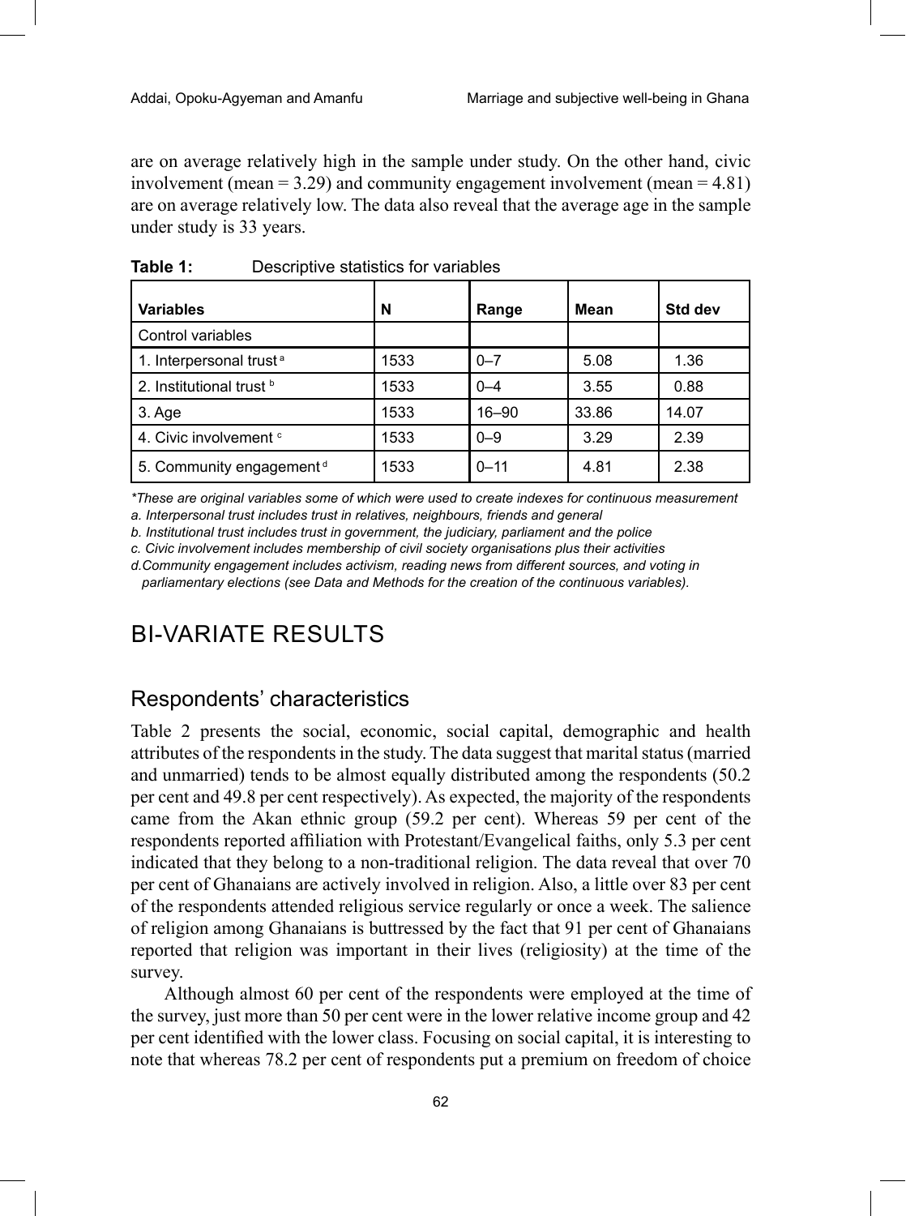are on average relatively high in the sample under study. On the other hand, civic involvement (mean = 3.29) and community engagement involvement (mean = 4.81) are on average relatively low. The data also reveal that the average age in the sample under study is 33 years.

**Table 1:** Descriptive statistics for variables

| Variables | N | Range | Mean | Std dev |
|---|---|---|---|---|
| Control variables | | | | |
| 1. Interpersonal trust [a] | 1533 | 0–7 | 5.08 | 1.36 |
| 2. Institutional trust [b] | 1533 | 0–4 | 3.55 | 0.88 |
| 3. Age | 1533 | 16–90 | 33.86 | 14.07 |
| 4. Civic involvement [c] | 1533 | 0–9 | 3.29 | 2.39 |
| 5. Community engagement [d] | 1533 | 0–11 | 4.81 | 2.38 |

*\*These are original variables some of which were used to create indexes for continuous measurement*
*a. Interpersonal trust includes trust in relatives, neighbours, friends and general*
*b. Institutional trust includes trust in government, the judiciary, parliament and the police*
*c. Civic involvement includes membership of civil society organisations plus their activities*
*d.Community engagement includes activism, reading news from different sources, and voting in parliamentary elections (see Data and Methods for the creation of the continuous variables).*

# BI-VARIATE RESULTS

## Respondents' characteristics

Table 2 presents the social, economic, social capital, demographic and health attributes of the respondents in the study. The data suggest that marital status (married and unmarried) tends to be almost equally distributed among the respondents (50.2 per cent and 49.8 per cent respectively). As expected, the majority of the respondents came from the Akan ethnic group (59.2 per cent). Whereas 59 per cent of the respondents reported affiliation with Protestant/Evangelical faiths, only 5.3 per cent indicated that they belong to a non-traditional religion. The data reveal that over 70 per cent of Ghanaians are actively involved in religion. Also, a little over 83 per cent of the respondents attended religious service regularly or once a week. The salience of religion among Ghanaians is buttressed by the fact that 91 per cent of Ghanaians reported that religion was important in their lives (religiosity) at the time of the survey.

Although almost 60 per cent of the respondents were employed at the time of the survey, just more than 50 per cent were in the lower relative income group and 42 per cent identified with the lower class. Focusing on social capital, it is interesting to note that whereas 78.2 per cent of respondents put a premium on freedom of choice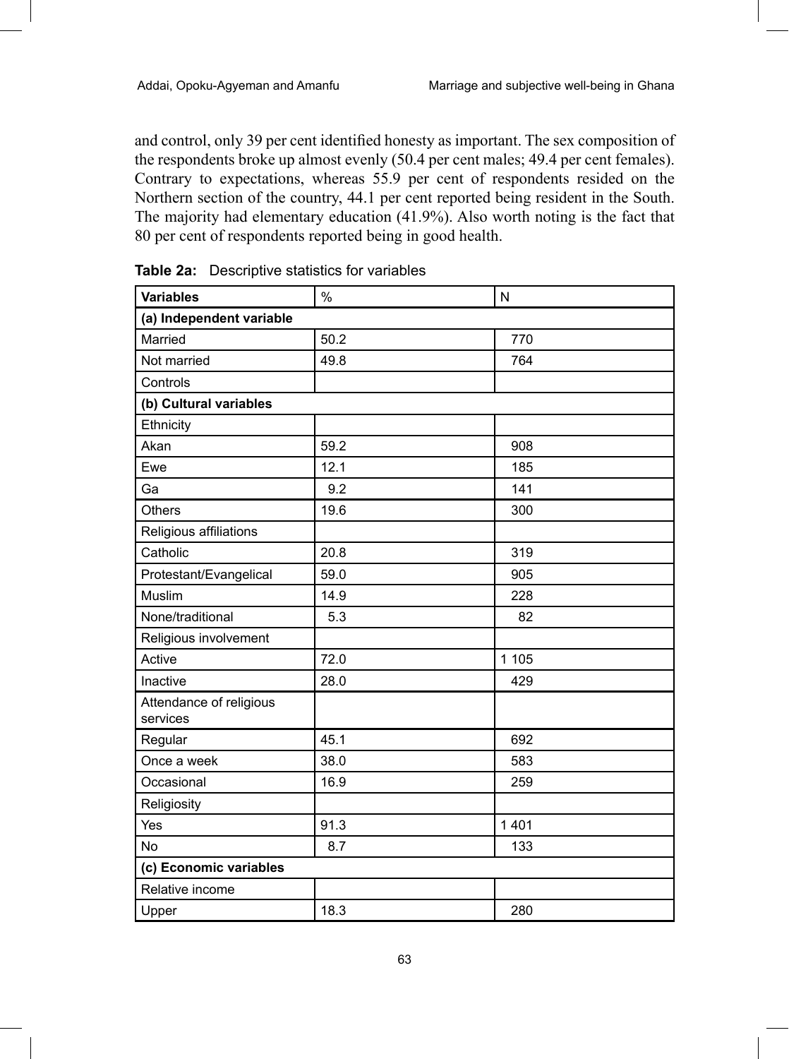and control, only 39 per cent identified honesty as important. The sex composition of the respondents broke up almost evenly (50.4 per cent males; 49.4 per cent females). Contrary to expectations, whereas 55.9 per cent of respondents resided on the Northern section of the country, 44.1 per cent reported being resident in the South. The majority had elementary education (41.9%). Also worth noting is the fact that 80 per cent of respondents reported being in good health.

**Table 2a:** Descriptive statistics for variables

| Variables | % | N |
|---|---|---|
| **(a) Independent variable** | | |
| Married | 50.2 | 770 |
| Not married | 49.8 | 764 |
| Controls | | |
| **(b) Cultural variables** | | |
| Ethnicity | | |
| Akan | 59.2 | 908 |
| Ewe | 12.1 | 185 |
| Ga | 9.2 | 141 |
| Others | 19.6 | 300 |
| Religious affiliations | | |
| Catholic | 20.8 | 319 |
| Protestant/Evangelical | 59.0 | 905 |
| Muslim | 14.9 | 228 |
| None/traditional | 5.3 | 82 |
| Religious involvement | | |
| Active | 72.0 | 1 105 |
| Inactive | 28.0 | 429 |
| Attendance of religious services | | |
| Regular | 45.1 | 692 |
| Once a week | 38.0 | 583 |
| Occasional | 16.9 | 259 |
| Religiosity | | |
| Yes | 91.3 | 1 401 |
| No | 8.7 | 133 |
| **(c) Economic variables** | | |
| Relative income | | |
| Upper | 18.3 | 280 |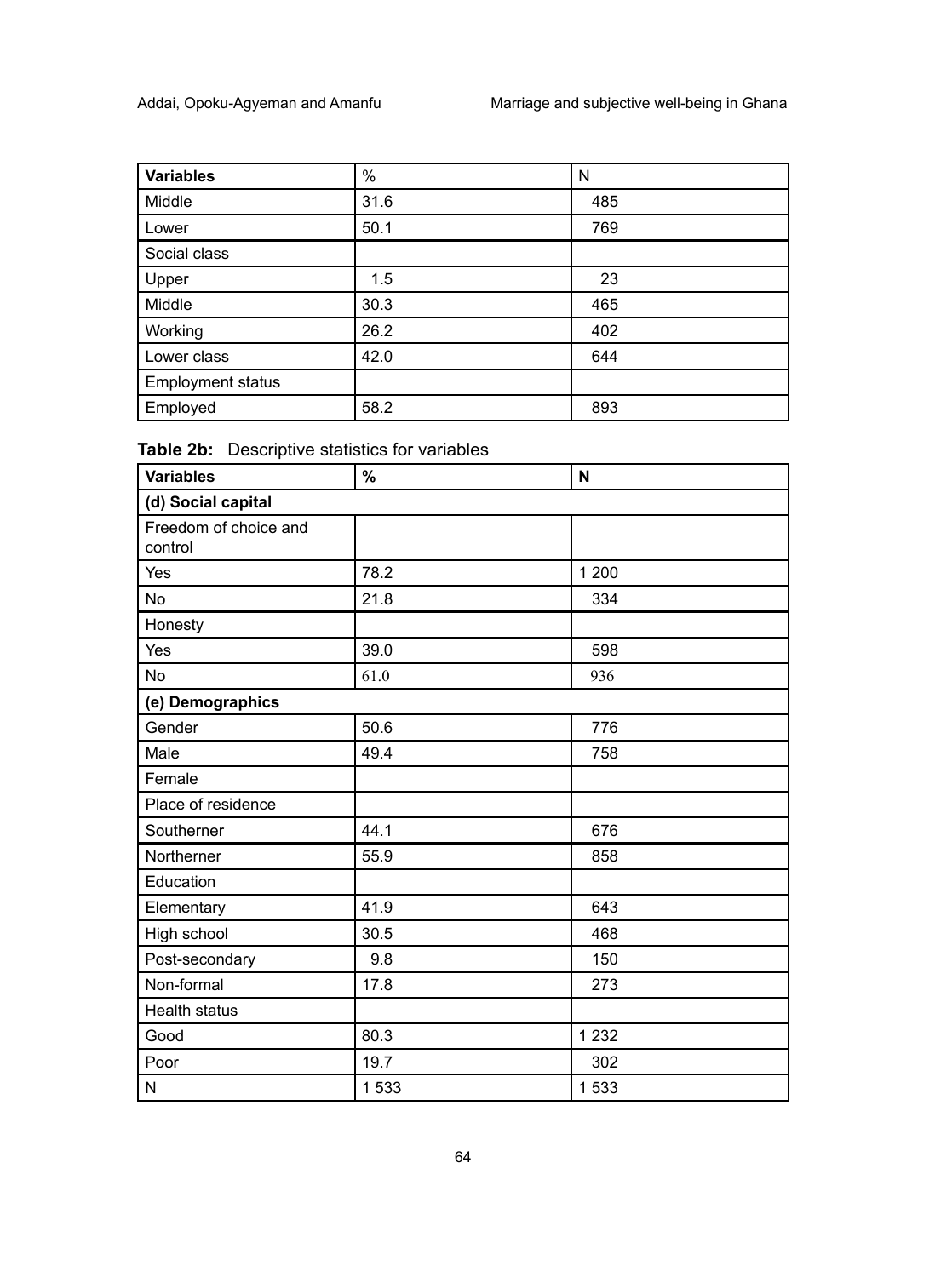| Variables | % | N |
|---|---|---|
| Middle | 31.6 | 485 |
| Lower | 50.1 | 769 |
| Social class | | |
| Upper | 1.5 | 23 |
| Middle | 30.3 | 465 |
| Working | 26.2 | 402 |
| Lower class | 42.0 | 644 |
| Employment status | | |
| Employed | 58.2 | 893 |

**Table 2b:** Descriptive statistics for variables

| **Variables** | **%** | **N** |
|---|---|---|
| **(d) Social capital** | | |
| Freedom of choice and control | | |
| Yes | 78.2 | 1 200 |
| No | 21.8 | 334 |
| Honesty | | |
| Yes | 39.0 | 598 |
| No | 61.0 | 936 |
| **(e) Demographics** | | |
| Gender | 50.6 | 776 |
| Male | 49.4 | 758 |
| Female | | |
| Place of residence | | |
| Southerner | 44.1 | 676 |
| Northerner | 55.9 | 858 |
| Education | | |
| Elementary | 41.9 | 643 |
| High school | 30.5 | 468 |
| Post-secondary | 9.8 | 150 |
| Non-formal | 17.8 | 273 |
| Health status | | |
| Good | 80.3 | 1 232 |
| Poor | 19.7 | 302 |
| N | 1 533 | 1 533 |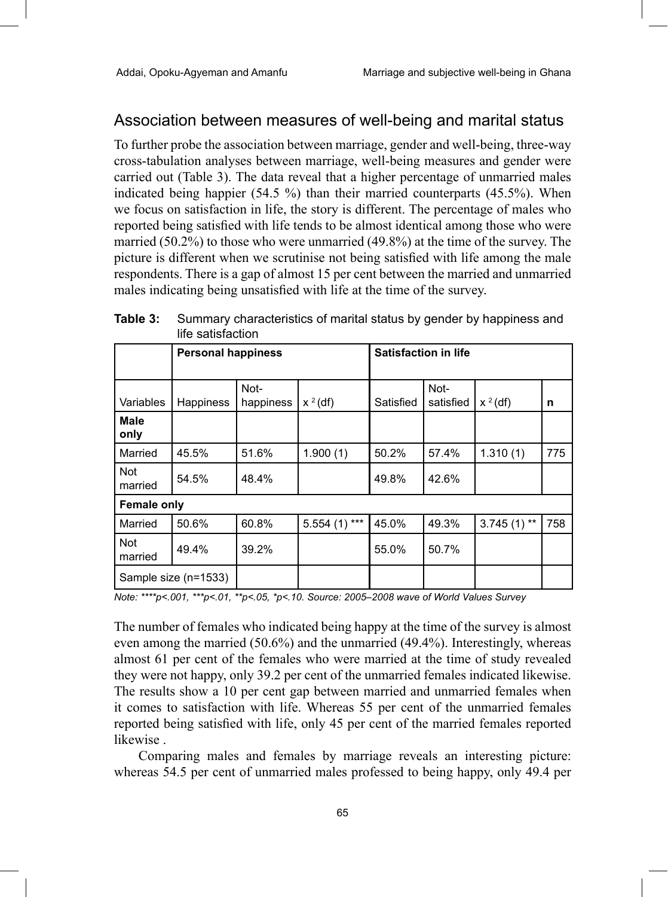## Association between measures of well-being and marital status

To further probe the association between marriage, gender and well-being, three-way cross-tabulation analyses between marriage, well-being measures and gender were carried out (Table 3). The data reveal that a higher percentage of unmarried males indicated being happier (54.5 %) than their married counterparts (45.5%). When we focus on satisfaction in life, the story is different. The percentage of males who reported being satisfied with life tends to be almost identical among those who were married (50.2%) to those who were unmarried (49.8%) at the time of the survey. The picture is different when we scrutinise not being satisfied with life among the male respondents. There is a gap of almost 15 per cent between the married and unmarried males indicating being unsatisfied with life at the time of the survey.

**Table 3:** Summary characteristics of marital status by gender by happiness and life satisfaction

| | Personal happiness | | | Satisfaction in life | | | |
|---|---|---|---|---|---|---|---|
| Variables | Happiness | Not-happiness | $x^2$ (df) | Satisfied | Not-satisfied | $x^2$ (df) | n |
| **Male only** | | | | | | | |
| Married | 45.5% | 51.6% | 1.900 (1) | 50.2% | 57.4% | 1.310 (1) | 775 |
| Not married | 54.5% | 48.4% | | 49.8% | 42.6% | | |
| **Female only** | | | | | | | |
| Married | 50.6% | 60.8% | 5.554 (1) *** | 45.0% | 49.3% | 3.745 (1) ** | 758 |
| Not married | 49.4% | 39.2% | | 55.0% | 50.7% | | |
| Sample size (n=1533) | | | | | | | |

*Note: ****p<.001, ***p<.01, **p<.05, *p<.10. Source: 2005–2008 wave of World Values Survey*

The number of females who indicated being happy at the time of the survey is almost even among the married (50.6%) and the unmarried (49.4%). Interestingly, whereas almost 61 per cent of the females who were married at the time of study revealed they were not happy, only 39.2 per cent of the unmarried females indicated likewise. The results show a 10 per cent gap between married and unmarried females when it comes to satisfaction with life. Whereas 55 per cent of the unmarried females reported being satisfied with life, only 45 per cent of the married females reported likewise .

Comparing males and females by marriage reveals an interesting picture: whereas 54.5 per cent of unmarried males professed to being happy, only 49.4 per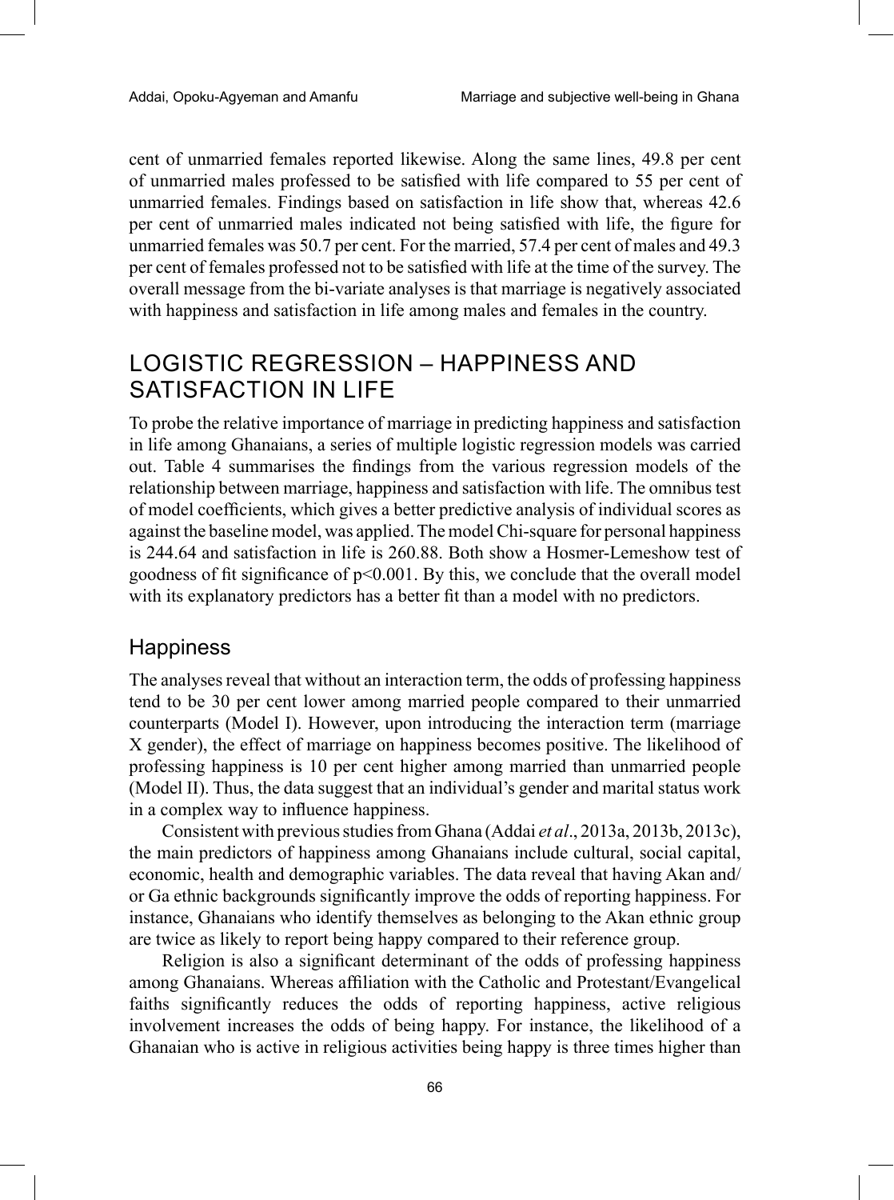cent of unmarried females reported likewise. Along the same lines, 49.8 per cent of unmarried males professed to be satisfied with life compared to 55 per cent of unmarried females. Findings based on satisfaction in life show that, whereas 42.6 per cent of unmarried males indicated not being satisfied with life, the figure for unmarried females was 50.7 per cent. For the married, 57.4 per cent of males and 49.3 per cent of females professed not to be satisfied with life at the time of the survey. The overall message from the bi-variate analyses is that marriage is negatively associated with happiness and satisfaction in life among males and females in the country.

## LOGISTIC REGRESSION – HAPPINESS AND SATISFACTION IN LIFE

To probe the relative importance of marriage in predicting happiness and satisfaction in life among Ghanaians, a series of multiple logistic regression models was carried out. Table 4 summarises the findings from the various regression models of the relationship between marriage, happiness and satisfaction with life. The omnibus test of model coefficients, which gives a better predictive analysis of individual scores as against the baseline model, was applied. The model Chi-square for personal happiness is 244.64 and satisfaction in life is 260.88. Both show a Hosmer-Lemeshow test of goodness of fit significance of $p<0.001$. By this, we conclude that the overall model with its explanatory predictors has a better fit than a model with no predictors.

### Happiness

The analyses reveal that without an interaction term, the odds of professing happiness tend to be 30 per cent lower among married people compared to their unmarried counterparts (Model I). However, upon introducing the interaction term (marriage X gender), the effect of marriage on happiness becomes positive. The likelihood of professing happiness is 10 per cent higher among married than unmarried people (Model II). Thus, the data suggest that an individual's gender and marital status work in a complex way to influence happiness.

Consistent with previous studies from Ghana (Addai *et al*., 2013a, 2013b, 2013c), the main predictors of happiness among Ghanaians include cultural, social capital, economic, health and demographic variables. The data reveal that having Akan and/or Ga ethnic backgrounds significantly improve the odds of reporting happiness. For instance, Ghanaians who identify themselves as belonging to the Akan ethnic group are twice as likely to report being happy compared to their reference group.

Religion is also a significant determinant of the odds of professing happiness among Ghanaians. Whereas affiliation with the Catholic and Protestant/Evangelical faiths significantly reduces the odds of reporting happiness, active religious involvement increases the odds of being happy. For instance, the likelihood of a Ghanaian who is active in religious activities being happy is three times higher than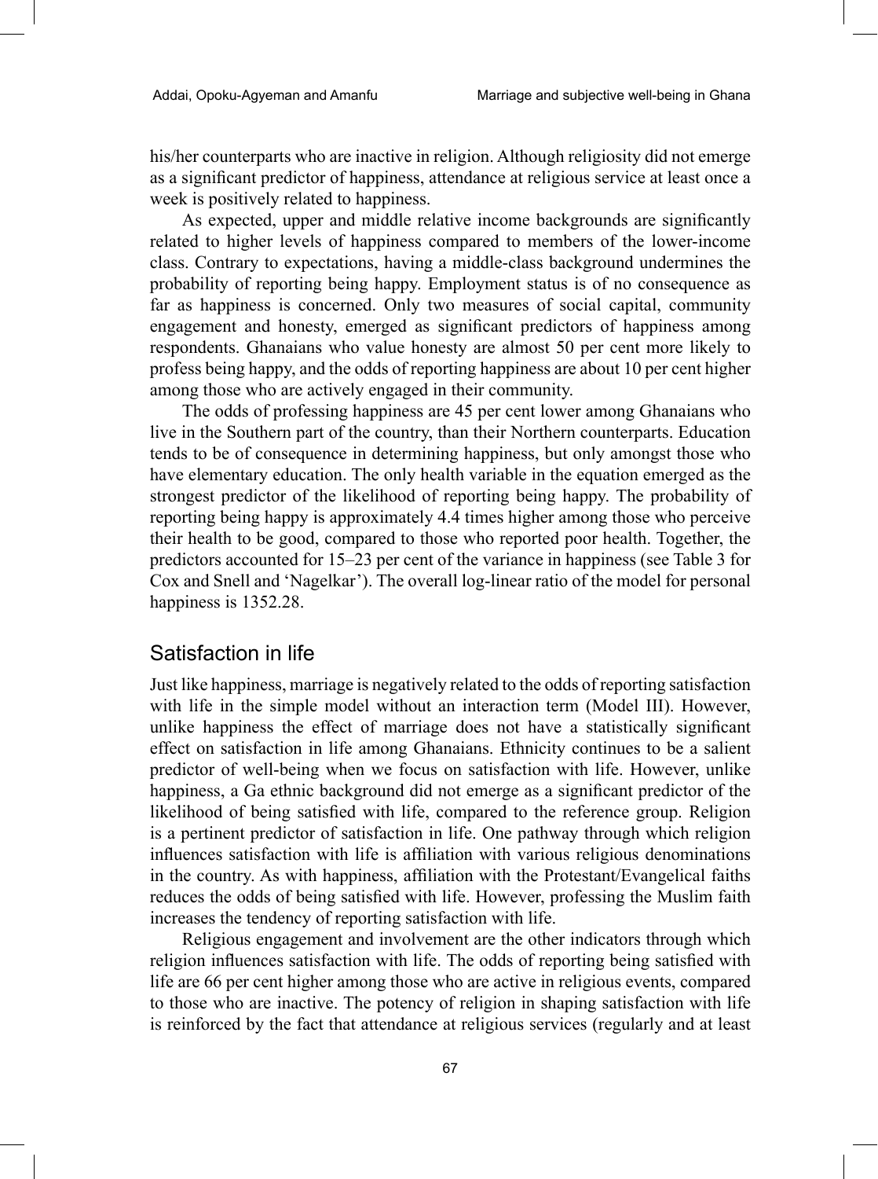his/her counterparts who are inactive in religion. Although religiosity did not emerge as a significant predictor of happiness, attendance at religious service at least once a week is positively related to happiness.

As expected, upper and middle relative income backgrounds are significantly related to higher levels of happiness compared to members of the lower-income class. Contrary to expectations, having a middle-class background undermines the probability of reporting being happy. Employment status is of no consequence as far as happiness is concerned. Only two measures of social capital, community engagement and honesty, emerged as significant predictors of happiness among respondents. Ghanaians who value honesty are almost 50 per cent more likely to profess being happy, and the odds of reporting happiness are about 10 per cent higher among those who are actively engaged in their community.

The odds of professing happiness are 45 per cent lower among Ghanaians who live in the Southern part of the country, than their Northern counterparts. Education tends to be of consequence in determining happiness, but only amongst those who have elementary education. The only health variable in the equation emerged as the strongest predictor of the likelihood of reporting being happy. The probability of reporting being happy is approximately 4.4 times higher among those who perceive their health to be good, compared to those who reported poor health. Together, the predictors accounted for 15–23 per cent of the variance in happiness (see Table 3 for Cox and Snell and 'Nagelkar'). The overall log-linear ratio of the model for personal happiness is 1352.28.

## Satisfaction in life

Just like happiness, marriage is negatively related to the odds of reporting satisfaction with life in the simple model without an interaction term (Model III). However, unlike happiness the effect of marriage does not have a statistically significant effect on satisfaction in life among Ghanaians. Ethnicity continues to be a salient predictor of well-being when we focus on satisfaction with life. However, unlike happiness, a Ga ethnic background did not emerge as a significant predictor of the likelihood of being satisfied with life, compared to the reference group. Religion is a pertinent predictor of satisfaction in life. One pathway through which religion influences satisfaction with life is affiliation with various religious denominations in the country. As with happiness, affiliation with the Protestant/Evangelical faiths reduces the odds of being satisfied with life. However, professing the Muslim faith increases the tendency of reporting satisfaction with life.

Religious engagement and involvement are the other indicators through which religion influences satisfaction with life. The odds of reporting being satisfied with life are 66 per cent higher among those who are active in religious events, compared to those who are inactive. The potency of religion in shaping satisfaction with life is reinforced by the fact that attendance at religious services (regularly and at least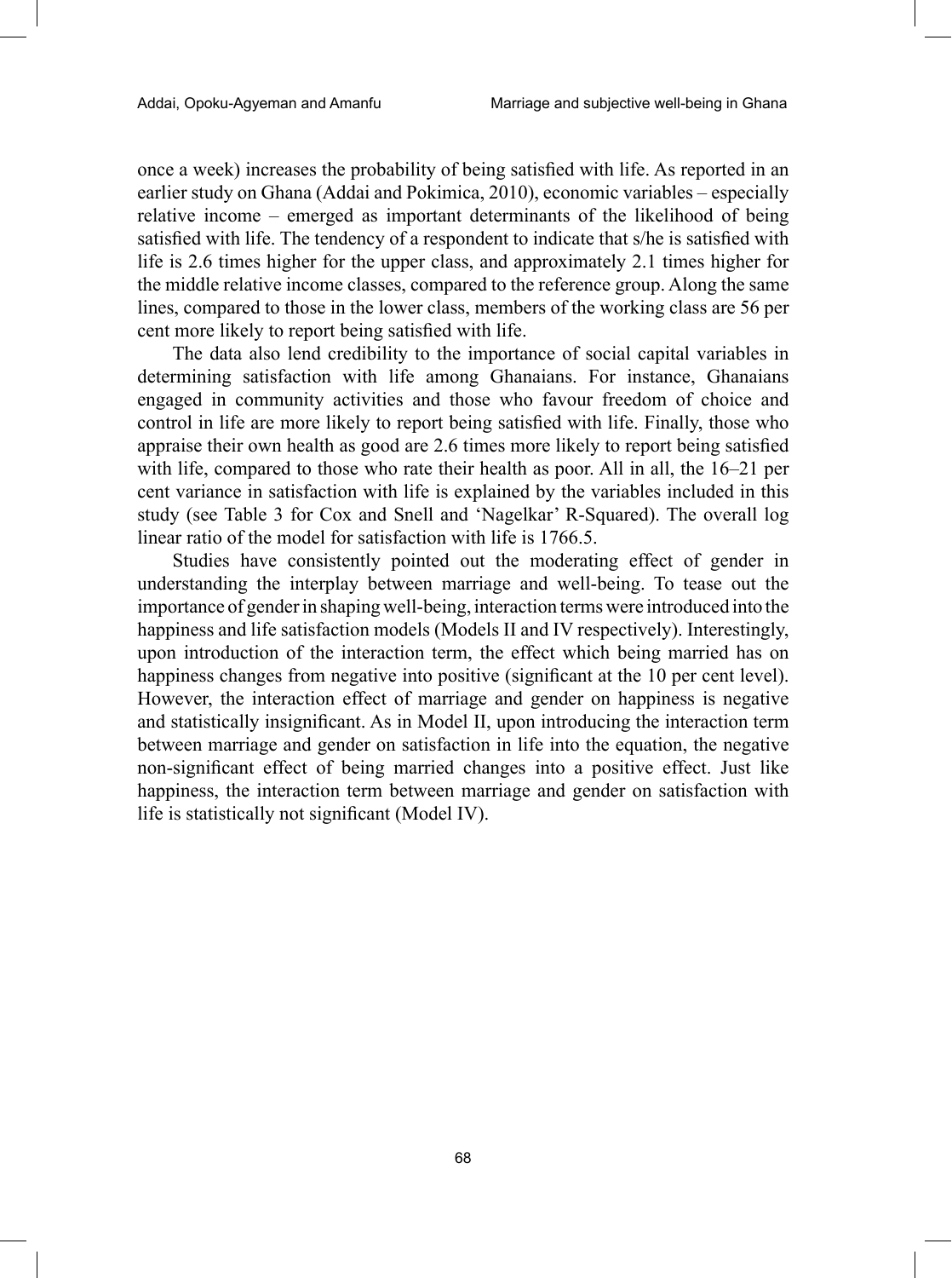once a week) increases the probability of being satisfied with life. As reported in an earlier study on Ghana (Addai and Pokimica, 2010), economic variables – especially relative income – emerged as important determinants of the likelihood of being satisfied with life. The tendency of a respondent to indicate that s/he is satisfied with life is 2.6 times higher for the upper class, and approximately 2.1 times higher for the middle relative income classes, compared to the reference group. Along the same lines, compared to those in the lower class, members of the working class are 56 per cent more likely to report being satisfied with life.

The data also lend credibility to the importance of social capital variables in determining satisfaction with life among Ghanaians. For instance, Ghanaians engaged in community activities and those who favour freedom of choice and control in life are more likely to report being satisfied with life. Finally, those who appraise their own health as good are 2.6 times more likely to report being satisfied with life, compared to those who rate their health as poor. All in all, the 16–21 per cent variance in satisfaction with life is explained by the variables included in this study (see Table 3 for Cox and Snell and 'Nagelkar' R-Squared). The overall log linear ratio of the model for satisfaction with life is 1766.5.

Studies have consistently pointed out the moderating effect of gender in understanding the interplay between marriage and well-being. To tease out the importance of gender in shaping well-being, interaction terms were introduced into the happiness and life satisfaction models (Models II and IV respectively). Interestingly, upon introduction of the interaction term, the effect which being married has on happiness changes from negative into positive (significant at the 10 per cent level). However, the interaction effect of marriage and gender on happiness is negative and statistically insignificant. As in Model II, upon introducing the interaction term between marriage and gender on satisfaction in life into the equation, the negative non-significant effect of being married changes into a positive effect. Just like happiness, the interaction term between marriage and gender on satisfaction with life is statistically not significant (Model IV).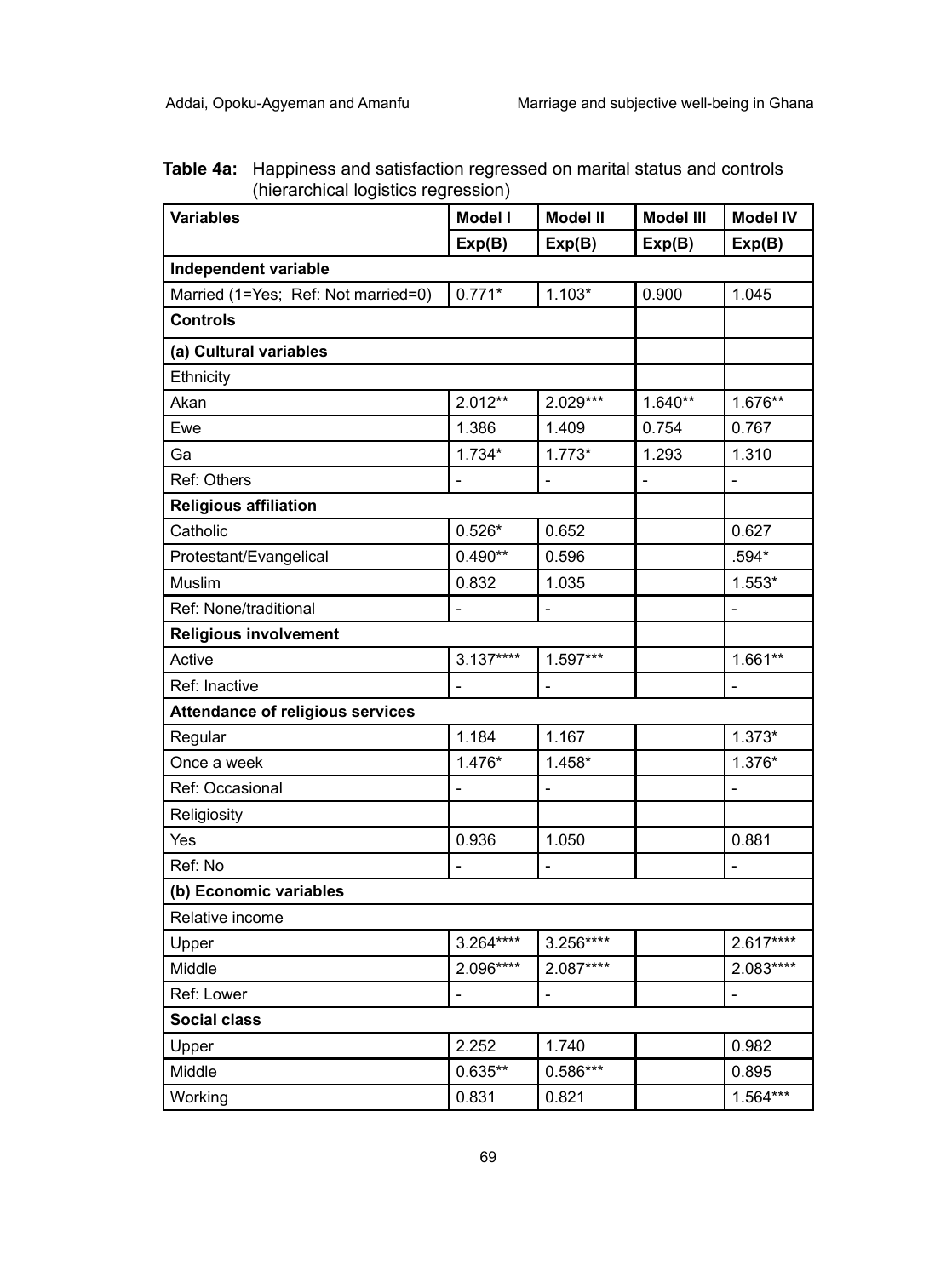**Table 4a:** Happiness and satisfaction regressed on marital status and controls (hierarchical logistics regression)

| Variables | Model I | Model II | Model III | Model IV |
|---|---|---|---|---|
| | Exp(B) | Exp(B) | Exp(B) | Exp(B) |
| **Independent variable** | | | | |
| Married (1=Yes; Ref: Not married=0) | 0.771* | 1.103* | 0.900 | 1.045 |
| **Controls** | | | | |
| **(a) Cultural variables** | | | | |
| Ethnicity | | | | |
| Akan | 2.012** | 2.029*** | 1.640** | 1.676** |
| Ewe | 1.386 | 1.409 | 0.754 | 0.767 |
| Ga | 1.734* | 1.773* | 1.293 | 1.310 |
| Ref: Others | - | - | - | - |
| **Religious affiliation** | | | | |
| Catholic | 0.526* | 0.652 | | 0.627 |
| Protestant/Evangelical | 0.490** | 0.596 | | .594* |
| Muslim | 0.832 | 1.035 | | 1.553* |
| Ref: None/traditional | - | - | | - |
| **Religious involvement** | | | | |
| Active | 3.137**** | 1.597*** | | 1.661** |
| Ref: Inactive | - | - | | - |
| **Attendance of religious services** | | | | |
| Regular | 1.184 | 1.167 | | 1.373* |
| Once a week | 1.476* | 1.458* | | 1.376* |
| Ref: Occasional | - | - | | - |
| Religiosity | | | | |
| Yes | 0.936 | 1.050 | | 0.881 |
| Ref: No | - | - | | - |
| **(b) Economic variables** | | | | |
| Relative income | | | | |
| Upper | 3.264**** | 3.256**** | | 2.617**** |
| Middle | 2.096**** | 2.087**** | | 2.083**** |
| Ref: Lower | - | - | | - |
| **Social class** | | | | |
| Upper | 2.252 | 1.740 | | 0.982 |
| Middle | 0.635** | 0.586*** | | 0.895 |
| Working | 0.831 | 0.821 | | 1.564*** |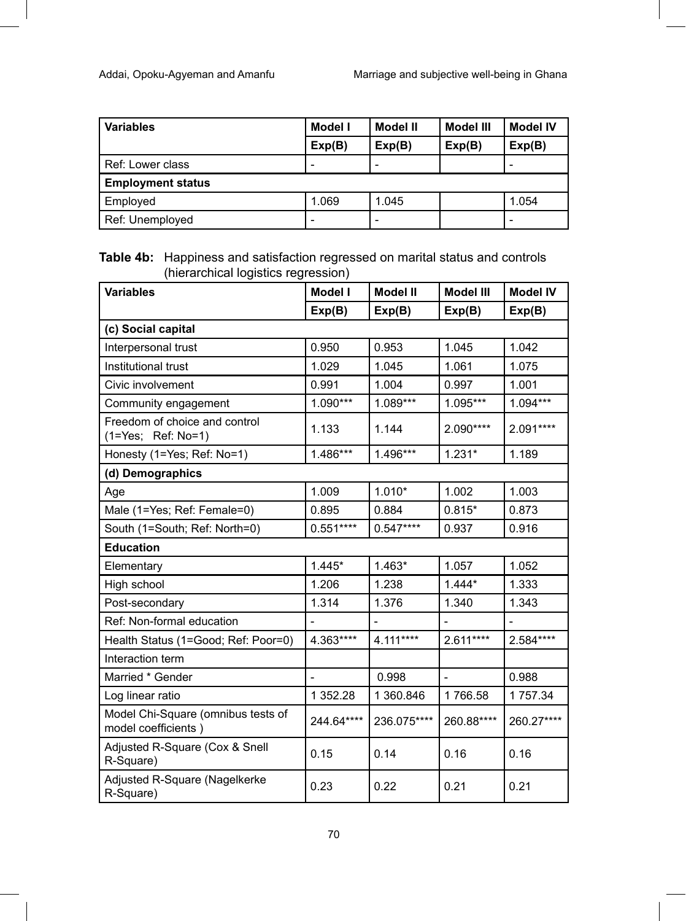| Variables | Model I | Model II | Model III | Model IV |
|---|---|---|---|---|
| | Exp(B) | Exp(B) | Exp(B) | Exp(B) |
| Ref: Lower class | - | - | | - |
| **Employment status** | | | | |
| Employed | 1.069 | 1.045 | | 1.054 |
| Ref: Unemployed | - | - | | - |

**Table 4b:** Happiness and satisfaction regressed on marital status and controls (hierarchical logistics regression)

| Variables | Model I | Model II | Model III | Model IV |
|---|---|---|---|---|
| | Exp(B) | Exp(B) | Exp(B) | Exp(B) |
| **(c) Social capital** | | | | |
| Interpersonal trust | 0.950 | 0.953 | 1.045 | 1.042 |
| Institutional trust | 1.029 | 1.045 | 1.061 | 1.075 |
| Civic involvement | 0.991 | 1.004 | 0.997 | 1.001 |
| Community engagement | 1.090*** | 1.089*** | 1.095*** | 1.094*** |
| Freedom of choice and control (1=Yes; Ref: No=1) | 1.133 | 1.144 | 2.090**** | 2.091**** |
| Honesty (1=Yes; Ref: No=1) | 1.486*** | 1.496*** | 1.231* | 1.189 |
| **(d) Demographics** | | | | |
| Age | 1.009 | 1.010* | 1.002 | 1.003 |
| Male (1=Yes; Ref: Female=0) | 0.895 | 0.884 | 0.815* | 0.873 |
| South (1=South; Ref: North=0) | 0.551**** | 0.547**** | 0.937 | 0.916 |
| **Education** | | | | |
| Elementary | 1.445* | 1.463* | 1.057 | 1.052 |
| High school | 1.206 | 1.238 | 1.444* | 1.333 |
| Post-secondary | 1.314 | 1.376 | 1.340 | 1.343 |
| Ref: Non-formal education | - | - | - | - |
| Health Status (1=Good; Ref: Poor=0) | 4.363**** | 4.111**** | 2.611**** | 2.584**** |
| Interaction term | | | | |
| Married * Gender | - | 0.998 | - | 0.988 |
| Log linear ratio | 1 352.28 | 1 360.846 | 1 766.58 | 1 757.34 |
| Model Chi-Square (omnibus tests of model coefficients ) | 244.64**** | 236.075**** | 260.88**** | 260.27**** |
| Adjusted R-Square (Cox & Snell R-Square) | 0.15 | 0.14 | 0.16 | 0.16 |
| Adjusted R-Square (Nagelkerke R-Square) | 0.23 | 0.22 | 0.21 | 0.21 |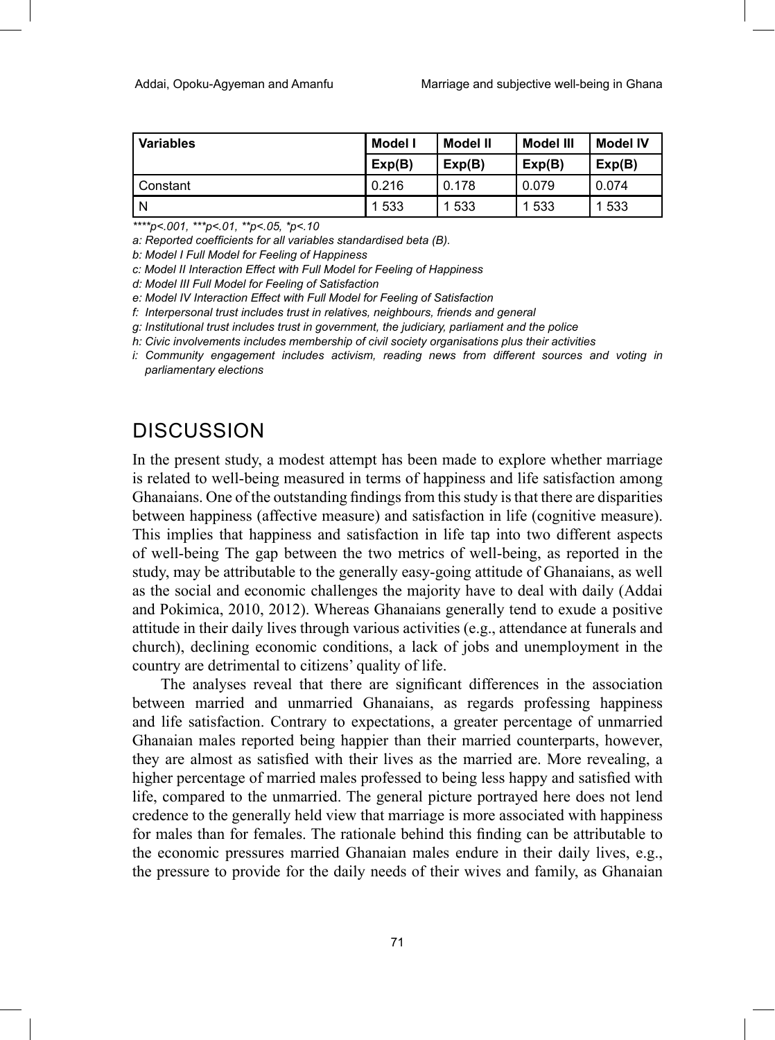| Variables | Model I | Model II | Model III | Model IV |
|---|---|---|---|---|
| | Exp(B) | Exp(B) | Exp(B) | Exp(B) |
| Constant | 0.216 | 0.178 | 0.079 | 0.074 |
| N | 1 533 | 1 533 | 1 533 | 1 533 |

*\*\*\*\*p<.001, \*\*\*p<.01, \*\*p<.05, \*p<.10*

*a: Reported coefficients for all variables standardised beta (B).*

*b: Model I Full Model for Feeling of Happiness*

*c: Model II Interaction Effect with Full Model for Feeling of Happiness*

*d: Model III Full Model for Feeling of Satisfaction*

*e: Model IV Interaction Effect with Full Model for Feeling of Satisfaction*

*f: Interpersonal trust includes trust in relatives, neighbours, friends and general*

*g: Institutional trust includes trust in government, the judiciary, parliament and the police*

*h: Civic involvements includes membership of civil society organisations plus their activities*

*i: Community engagement includes activism, reading news from different sources and voting in parliamentary elections*

## DISCUSSION

In the present study, a modest attempt has been made to explore whether marriage is related to well-being measured in terms of happiness and life satisfaction among Ghanaians. One of the outstanding findings from this study is that there are disparities between happiness (affective measure) and satisfaction in life (cognitive measure). This implies that happiness and satisfaction in life tap into two different aspects of well-being The gap between the two metrics of well-being, as reported in the study, may be attributable to the generally easy-going attitude of Ghanaians, as well as the social and economic challenges the majority have to deal with daily (Addai and Pokimica, 2010, 2012). Whereas Ghanaians generally tend to exude a positive attitude in their daily lives through various activities (e.g., attendance at funerals and church), declining economic conditions, a lack of jobs and unemployment in the country are detrimental to citizens' quality of life.

The analyses reveal that there are significant differences in the association between married and unmarried Ghanaians, as regards professing happiness and life satisfaction. Contrary to expectations, a greater percentage of unmarried Ghanaian males reported being happier than their married counterparts, however, they are almost as satisfied with their lives as the married are. More revealing, a higher percentage of married males professed to being less happy and satisfied with life, compared to the unmarried. The general picture portrayed here does not lend credence to the generally held view that marriage is more associated with happiness for males than for females. The rationale behind this finding can be attributable to the economic pressures married Ghanaian males endure in their daily lives, e.g., the pressure to provide for the daily needs of their wives and family, as Ghanaian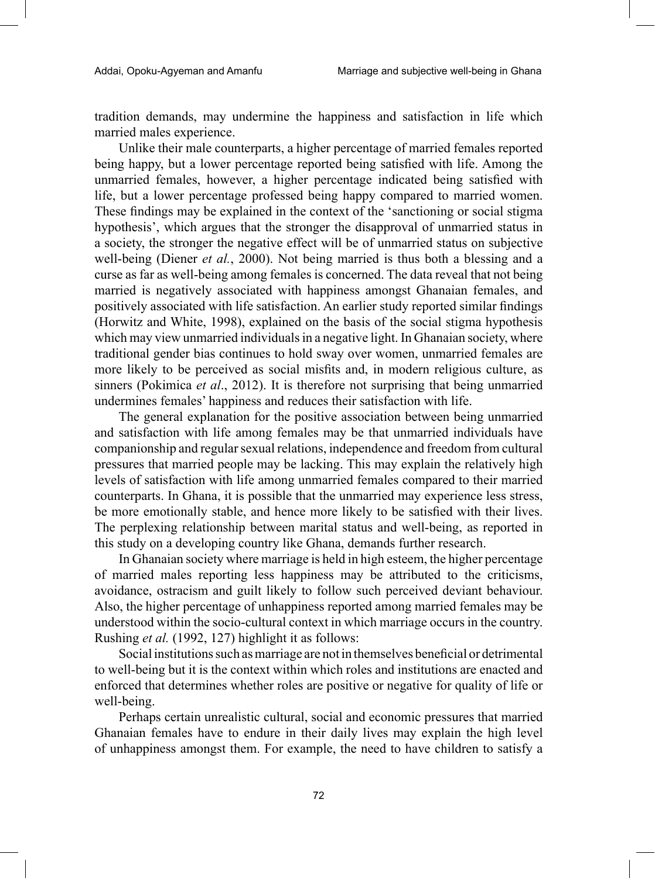tradition demands, may undermine the happiness and satisfaction in life which married males experience.

Unlike their male counterparts, a higher percentage of married females reported being happy, but a lower percentage reported being satisfied with life. Among the unmarried females, however, a higher percentage indicated being satisfied with life, but a lower percentage professed being happy compared to married women. These findings may be explained in the context of the 'sanctioning or social stigma hypothesis', which argues that the stronger the disapproval of unmarried status in a society, the stronger the negative effect will be of unmarried status on subjective well-being (Diener *et al.*, 2000). Not being married is thus both a blessing and a curse as far as well-being among females is concerned. The data reveal that not being married is negatively associated with happiness amongst Ghanaian females, and positively associated with life satisfaction. An earlier study reported similar findings (Horwitz and White, 1998), explained on the basis of the social stigma hypothesis which may view unmarried individuals in a negative light. In Ghanaian society, where traditional gender bias continues to hold sway over women, unmarried females are more likely to be perceived as social misfits and, in modern religious culture, as sinners (Pokimica *et al*., 2012). It is therefore not surprising that being unmarried undermines females' happiness and reduces their satisfaction with life.

The general explanation for the positive association between being unmarried and satisfaction with life among females may be that unmarried individuals have companionship and regular sexual relations, independence and freedom from cultural pressures that married people may be lacking. This may explain the relatively high levels of satisfaction with life among unmarried females compared to their married counterparts. In Ghana, it is possible that the unmarried may experience less stress, be more emotionally stable, and hence more likely to be satisfied with their lives. The perplexing relationship between marital status and well-being, as reported in this study on a developing country like Ghana, demands further research.

In Ghanaian society where marriage is held in high esteem, the higher percentage of married males reporting less happiness may be attributed to the criticisms, avoidance, ostracism and guilt likely to follow such perceived deviant behaviour. Also, the higher percentage of unhappiness reported among married females may be understood within the socio-cultural context in which marriage occurs in the country. Rushing *et al.* (1992, 127) highlight it as follows:

Social institutions such as marriage are not in themselves beneficial or detrimental to well-being but it is the context within which roles and institutions are enacted and enforced that determines whether roles are positive or negative for quality of life or well-being.

Perhaps certain unrealistic cultural, social and economic pressures that married Ghanaian females have to endure in their daily lives may explain the high level of unhappiness amongst them. For example, the need to have children to satisfy a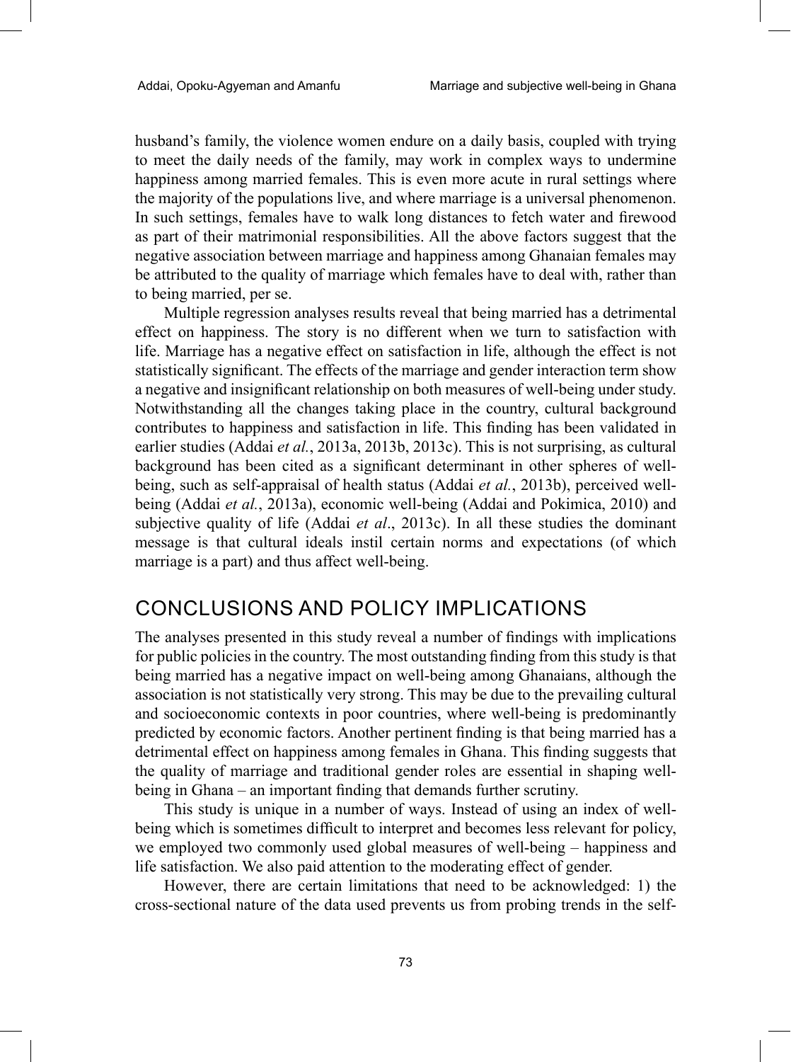husband's family, the violence women endure on a daily basis, coupled with trying to meet the daily needs of the family, may work in complex ways to undermine happiness among married females. This is even more acute in rural settings where the majority of the populations live, and where marriage is a universal phenomenon. In such settings, females have to walk long distances to fetch water and firewood as part of their matrimonial responsibilities. All the above factors suggest that the negative association between marriage and happiness among Ghanaian females may be attributed to the quality of marriage which females have to deal with, rather than to being married, per se.

Multiple regression analyses results reveal that being married has a detrimental effect on happiness. The story is no different when we turn to satisfaction with life. Marriage has a negative effect on satisfaction in life, although the effect is not statistically significant. The effects of the marriage and gender interaction term show a negative and insignificant relationship on both measures of well-being under study. Notwithstanding all the changes taking place in the country, cultural background contributes to happiness and satisfaction in life. This finding has been validated in earlier studies (Addai *et al.*, 2013a, 2013b, 2013c). This is not surprising, as cultural background has been cited as a significant determinant in other spheres of well-being, such as self-appraisal of health status (Addai *et al.*, 2013b), perceived well-being (Addai *et al.*, 2013a), economic well-being (Addai and Pokimica, 2010) and subjective quality of life (Addai *et al*., 2013c). In all these studies the dominant message is that cultural ideals instil certain norms and expectations (of which marriage is a part) and thus affect well-being.

## CONCLUSIONS AND POLICY IMPLICATIONS

The analyses presented in this study reveal a number of findings with implications for public policies in the country. The most outstanding finding from this study is that being married has a negative impact on well-being among Ghanaians, although the association is not statistically very strong. This may be due to the prevailing cultural and socioeconomic contexts in poor countries, where well-being is predominantly predicted by economic factors. Another pertinent finding is that being married has a detrimental effect on happiness among females in Ghana. This finding suggests that the quality of marriage and traditional gender roles are essential in shaping well-being in Ghana – an important finding that demands further scrutiny.

This study is unique in a number of ways. Instead of using an index of well-being which is sometimes difficult to interpret and becomes less relevant for policy, we employed two commonly used global measures of well-being – happiness and life satisfaction. We also paid attention to the moderating effect of gender.

However, there are certain limitations that need to be acknowledged: 1) the cross-sectional nature of the data used prevents us from probing trends in the self-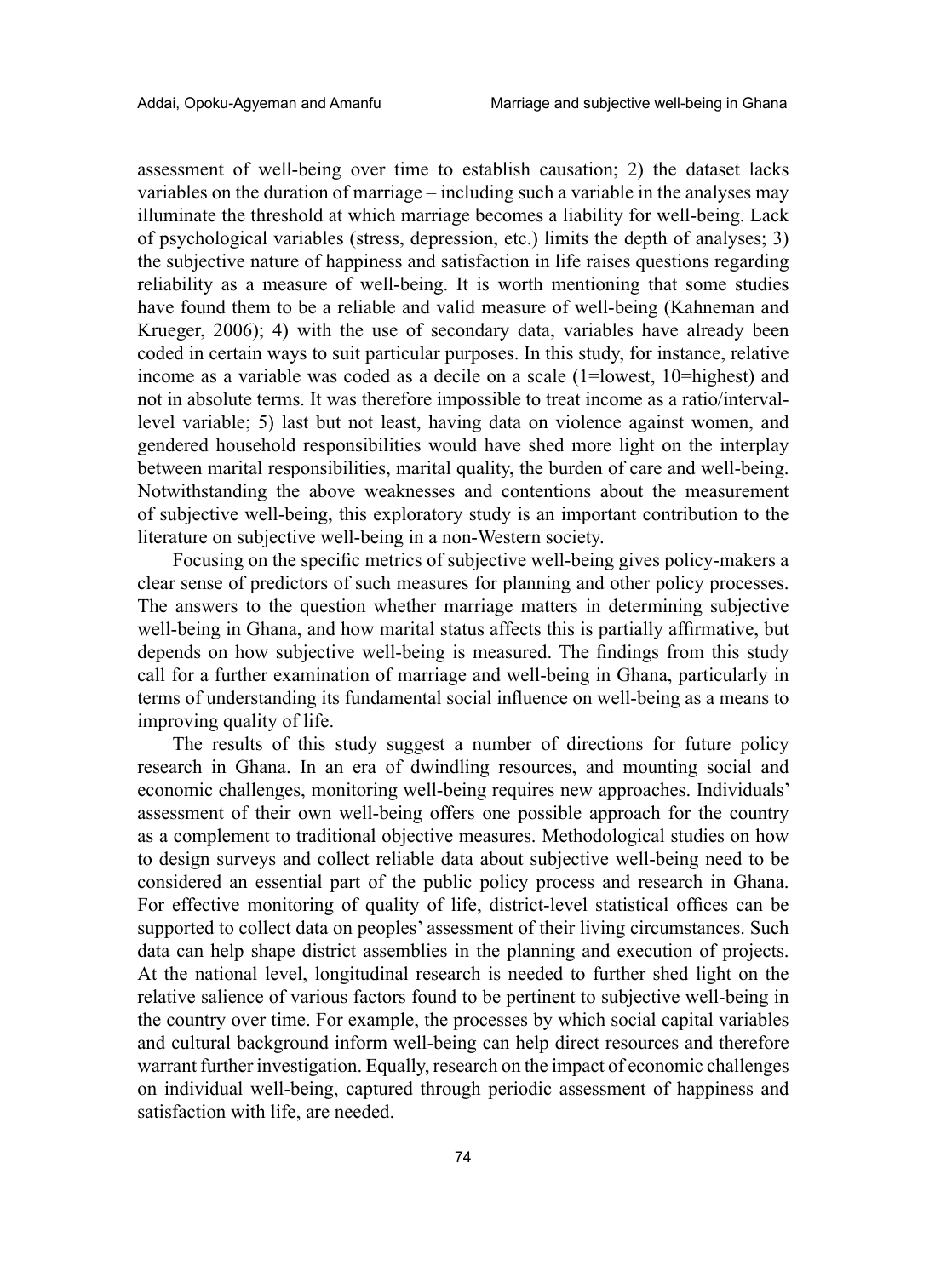assessment of well-being over time to establish causation; 2) the dataset lacks variables on the duration of marriage – including such a variable in the analyses may illuminate the threshold at which marriage becomes a liability for well-being. Lack of psychological variables (stress, depression, etc.) limits the depth of analyses; 3) the subjective nature of happiness and satisfaction in life raises questions regarding reliability as a measure of well-being. It is worth mentioning that some studies have found them to be a reliable and valid measure of well-being (Kahneman and Krueger, 2006); 4) with the use of secondary data, variables have already been coded in certain ways to suit particular purposes. In this study, for instance, relative income as a variable was coded as a decile on a scale (1=lowest, 10=highest) and not in absolute terms. It was therefore impossible to treat income as a ratio/interval-level variable; 5) last but not least, having data on violence against women, and gendered household responsibilities would have shed more light on the interplay between marital responsibilities, marital quality, the burden of care and well-being. Notwithstanding the above weaknesses and contentions about the measurement of subjective well-being, this exploratory study is an important contribution to the literature on subjective well-being in a non-Western society.

Focusing on the specific metrics of subjective well-being gives policy-makers a clear sense of predictors of such measures for planning and other policy processes. The answers to the question whether marriage matters in determining subjective well-being in Ghana, and how marital status affects this is partially affirmative, but depends on how subjective well-being is measured. The findings from this study call for a further examination of marriage and well-being in Ghana, particularly in terms of understanding its fundamental social influence on well-being as a means to improving quality of life.

The results of this study suggest a number of directions for future policy research in Ghana. In an era of dwindling resources, and mounting social and economic challenges, monitoring well-being requires new approaches. Individuals' assessment of their own well-being offers one possible approach for the country as a complement to traditional objective measures. Methodological studies on how to design surveys and collect reliable data about subjective well-being need to be considered an essential part of the public policy process and research in Ghana. For effective monitoring of quality of life, district-level statistical offices can be supported to collect data on peoples' assessment of their living circumstances. Such data can help shape district assemblies in the planning and execution of projects. At the national level, longitudinal research is needed to further shed light on the relative salience of various factors found to be pertinent to subjective well-being in the country over time. For example, the processes by which social capital variables and cultural background inform well-being can help direct resources and therefore warrant further investigation. Equally, research on the impact of economic challenges on individual well-being, captured through periodic assessment of happiness and satisfaction with life, are needed.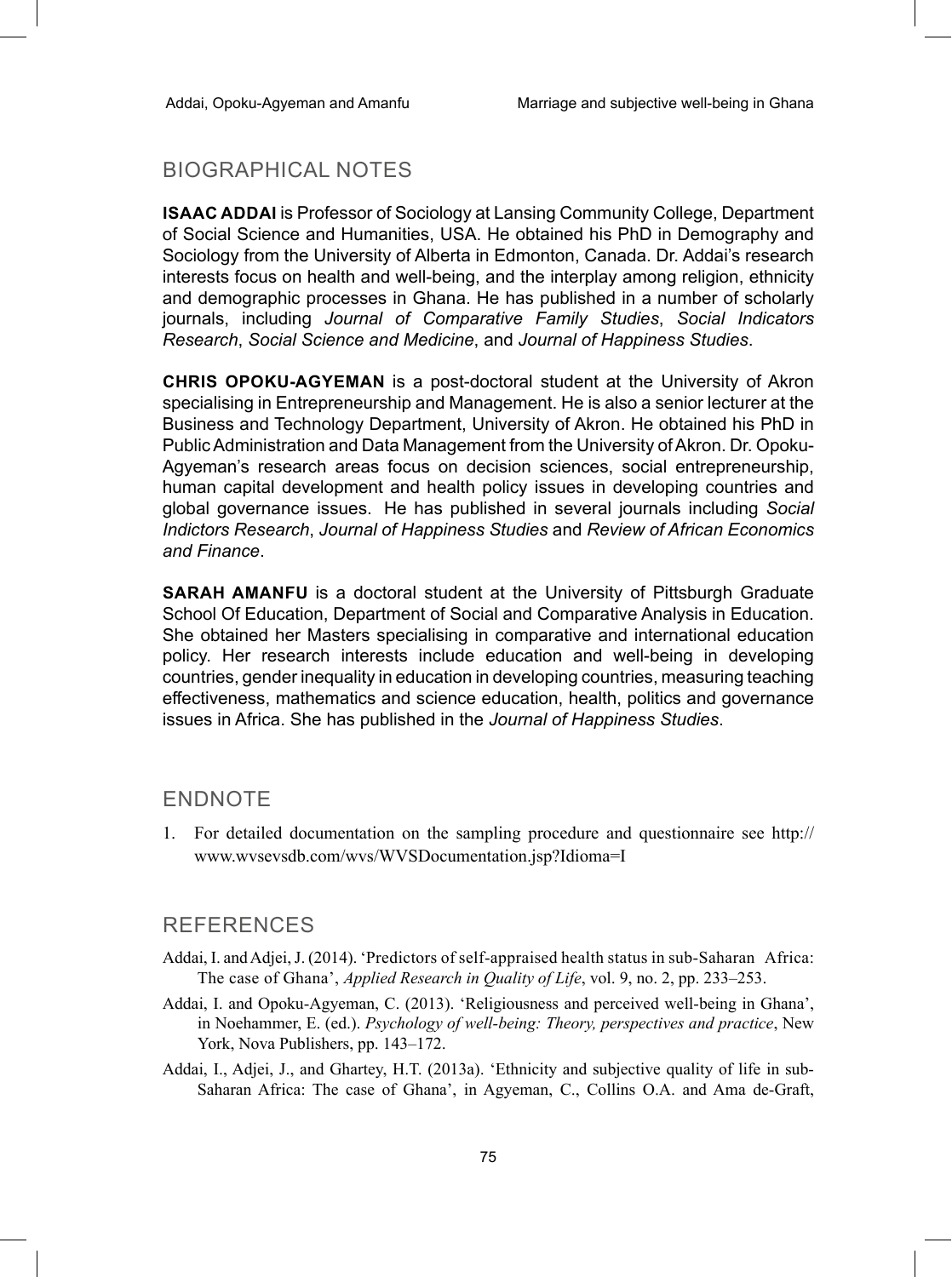## BIOGRAPHICAL NOTES

**ISAAC ADDAI** is Professor of Sociology at Lansing Community College, Department of Social Science and Humanities, USA. He obtained his PhD in Demography and Sociology from the University of Alberta in Edmonton, Canada. Dr. Addai's research interests focus on health and well-being, and the interplay among religion, ethnicity and demographic processes in Ghana. He has published in a number of scholarly journals, including *Journal of Comparative Family Studies*, *Social Indicators Research*, *Social Science and Medicine*, and *Journal of Happiness Studies*.

**CHRIS OPOKU-AGYEMAN** is a post-doctoral student at the University of Akron specialising in Entrepreneurship and Management. He is also a senior lecturer at the Business and Technology Department, University of Akron. He obtained his PhD in Public Administration and Data Management from the University of Akron. Dr. Opoku-Agyeman's research areas focus on decision sciences, social entrepreneurship, human capital development and health policy issues in developing countries and global governance issues. He has published in several journals including *Social Indictors Research*, *Journal of Happiness Studies* and *Review of African Economics and Finance*.

**SARAH AMANFU** is a doctoral student at the University of Pittsburgh Graduate School Of Education, Department of Social and Comparative Analysis in Education. She obtained her Masters specialising in comparative and international education policy. Her research interests include education and well-being in developing countries, gender inequality in education in developing countries, measuring teaching effectiveness, mathematics and science education, health, politics and governance issues in Africa. She has published in the *Journal of Happiness Studies*.

## ENDNOTE

1. For detailed documentation on the sampling procedure and questionnaire see http://www.wvsevsdb.com/wvs/WVSDocumentation.jsp?Idioma=I

## REFERENCES

Addai, I. and Adjei, J. (2014). 'Predictors of self-appraised health status in sub-Saharan Africa: The case of Ghana', *Applied Research in Quality of Life*, vol. 9, no. 2, pp. 233–253.

Addai, I. and Opoku-Agyeman, C. (2013). 'Religiousness and perceived well-being in Ghana', in Noehammer, E. (ed.). *Psychology of well-being: Theory, perspectives and practice*, New York, Nova Publishers, pp. 143–172.

Addai, I., Adjei, J., and Ghartey, H.T. (2013a). 'Ethnicity and subjective quality of life in sub-Saharan Africa: The case of Ghana', in Agyeman, C., Collins O.A. and Ama de-Graft,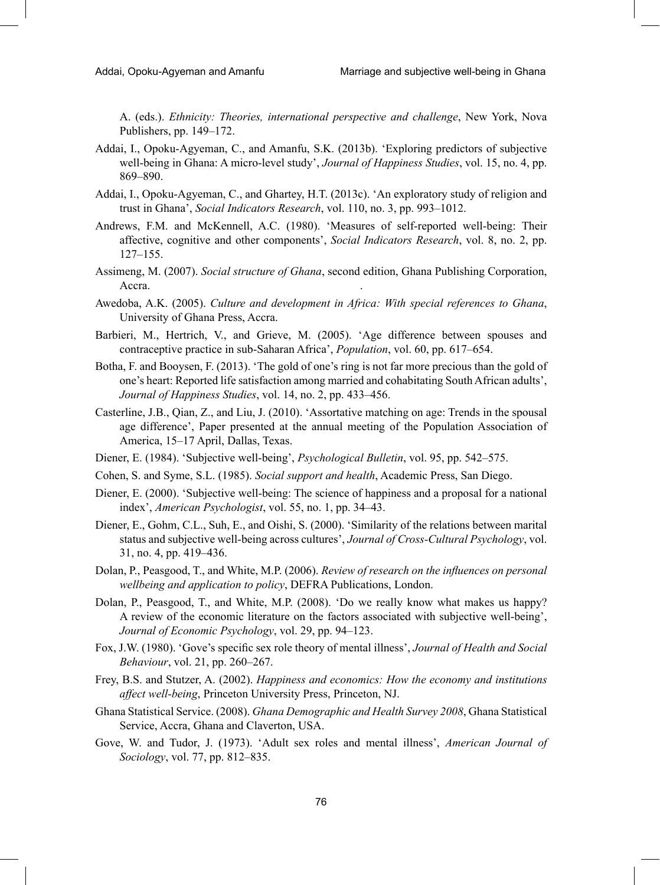A. (eds.). *Ethnicity: Theories, international perspective and challenge*, New York, Nova Publishers, pp. 149–172.

Addai, I., Opoku-Agyeman, C., and Amanfu, S.K. (2013b). 'Exploring predictors of subjective well-being in Ghana: A micro-level study', *Journal of Happiness Studies*, vol. 15, no. 4, pp. 869–890.

Addai, I., Opoku-Agyeman, C., and Ghartey, H.T. (2013c). 'An exploratory study of religion and trust in Ghana', *Social Indicators Research*, vol. 110, no. 3, pp. 993–1012.

Andrews, F.M. and McKennell, A.C. (1980). 'Measures of self-reported well-being: Their affective, cognitive and other components', *Social Indicators Research*, vol. 8, no. 2, pp. 127–155.

Assimeng, M. (2007). *Social structure of Ghana*, second edition, Ghana Publishing Corporation, Accra.

Awedoba, A.K. (2005). *Culture and development in Africa: With special references to Ghana*, University of Ghana Press, Accra.

Barbieri, M., Hertrich, V., and Grieve, M. (2005). 'Age difference between spouses and contraceptive practice in sub-Saharan Africa', *Population*, vol. 60, pp. 617–654.

Botha, F. and Booysen, F. (2013). 'The gold of one's ring is not far more precious than the gold of one's heart: Reported life satisfaction among married and cohabitating South African adults', *Journal of Happiness Studies*, vol. 14, no. 2, pp. 433–456.

Casterline, J.B., Qian, Z., and Liu, J. (2010). 'Assortative matching on age: Trends in the spousal age difference', Paper presented at the annual meeting of the Population Association of America, 15–17 April, Dallas, Texas.

Diener, E. (1984). 'Subjective well-being', *Psychological Bulletin*, vol. 95, pp. 542–575.

Cohen, S. and Syme, S.L. (1985). *Social support and health*, Academic Press, San Diego.

Diener, E. (2000). 'Subjective well-being: The science of happiness and a proposal for a national index', *American Psychologist*, vol. 55, no. 1, pp. 34–43.

Diener, E., Gohm, C.L., Suh, E., and Oishi, S. (2000). 'Similarity of the relations between marital status and subjective well-being across cultures', *Journal of Cross-Cultural Psychology*, vol. 31, no. 4, pp. 419–436.

Dolan, P., Peasgood, T., and White, M.P. (2006). *Review of research on the influences on personal wellbeing and application to policy*, DEFRA Publications, London.

Dolan, P., Peasgood, T., and White, M.P. (2008). 'Do we really know what makes us happy? A review of the economic literature on the factors associated with subjective well-being', *Journal of Economic Psychology*, vol. 29, pp. 94–123.

Fox, J.W. (1980). 'Gove's specific sex role theory of mental illness', *Journal of Health and Social Behaviour*, vol. 21, pp. 260–267.

Frey, B.S. and Stutzer, A. (2002). *Happiness and economics: How the economy and institutions affect well-being*, Princeton University Press, Princeton, NJ.

Ghana Statistical Service. (2008). *Ghana Demographic and Health Survey 2008*, Ghana Statistical Service, Accra, Ghana and Claverton, USA.

Gove, W. and Tudor, J. (1973). 'Adult sex roles and mental illness', *American Journal of Sociology*, vol. 77, pp. 812–835.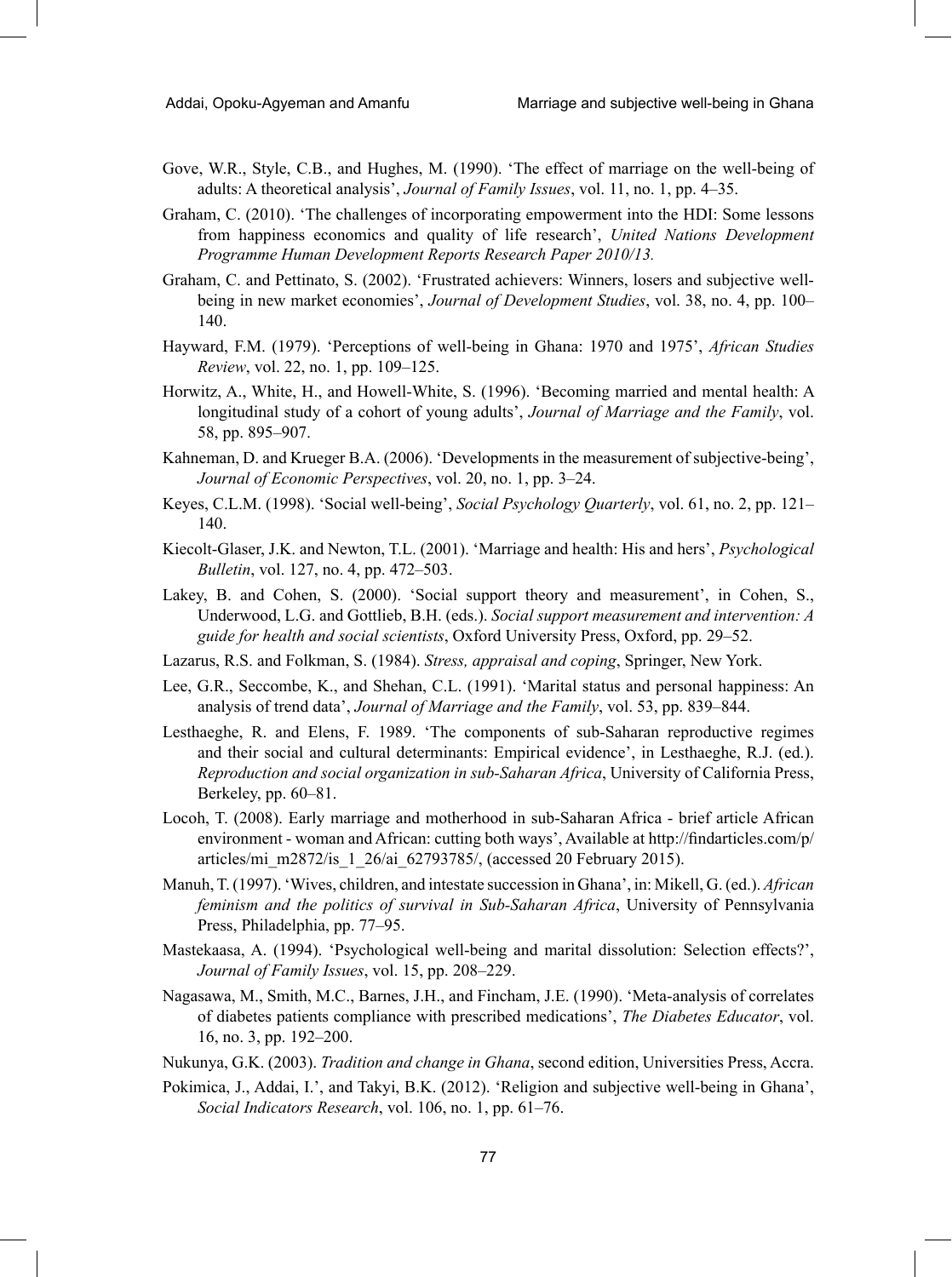Gove, W.R., Style, C.B., and Hughes, M. (1990). 'The effect of marriage on the well-being of adults: A theoretical analysis', *Journal of Family Issues*, vol. 11, no. 1, pp. 4–35.

Graham, C. (2010). 'The challenges of incorporating empowerment into the HDI: Some lessons from happiness economics and quality of life research', *United Nations Development Programme Human Development Reports Research Paper 2010/13.*

Graham, C. and Pettinato, S. (2002). 'Frustrated achievers: Winners, losers and subjective well-being in new market economies', *Journal of Development Studies*, vol. 38, no. 4, pp. 100–140.

Hayward, F.M. (1979). 'Perceptions of well-being in Ghana: 1970 and 1975', *African Studies Review*, vol. 22, no. 1, pp. 109–125.

Horwitz, A., White, H., and Howell-White, S. (1996). 'Becoming married and mental health: A longitudinal study of a cohort of young adults', *Journal of Marriage and the Family*, vol. 58, pp. 895–907.

Kahneman, D. and Krueger B.A. (2006). 'Developments in the measurement of subjective-being', *Journal of Economic Perspectives*, vol. 20, no. 1, pp. 3–24.

Keyes, C.L.M. (1998). 'Social well-being', *Social Psychology Quarterly*, vol. 61, no. 2, pp. 121–140.

Kiecolt-Glaser, J.K. and Newton, T.L. (2001). 'Marriage and health: His and hers', *Psychological Bulletin*, vol. 127, no. 4, pp. 472–503.

Lakey, B. and Cohen, S. (2000). 'Social support theory and measurement', in Cohen, S., Underwood, L.G. and Gottlieb, B.H. (eds.). *Social support measurement and intervention: A guide for health and social scientists*, Oxford University Press, Oxford, pp. 29–52.

Lazarus, R.S. and Folkman, S. (1984). *Stress, appraisal and coping*, Springer, New York.

Lee, G.R., Seccombe, K., and Shehan, C.L. (1991). 'Marital status and personal happiness: An analysis of trend data', *Journal of Marriage and the Family*, vol. 53, pp. 839–844.

Lesthaeghe, R. and Elens, F. 1989. 'The components of sub-Saharan reproductive regimes and their social and cultural determinants: Empirical evidence', in Lesthaeghe, R.J. (ed.). *Reproduction and social organization in sub-Saharan Africa*, University of California Press, Berkeley, pp. 60–81.

Locoh, T. (2008). Early marriage and motherhood in sub-Saharan Africa - brief article African environment - woman and African: cutting both ways', Available at http://findarticles.com/p/articles/mi_m2872/is_1_26/ai_62793785/, (accessed 20 February 2015).

Manuh, T. (1997). 'Wives, children, and intestate succession in Ghana', in: Mikell, G. (ed.). *African feminism and the politics of survival in Sub-Saharan Africa*, University of Pennsylvania Press, Philadelphia, pp. 77–95.

Mastekaasa, A. (1994). 'Psychological well-being and marital dissolution: Selection effects?', *Journal of Family Issues*, vol. 15, pp. 208–229.

Nagasawa, M., Smith, M.C., Barnes, J.H., and Fincham, J.E. (1990). 'Meta-analysis of correlates of diabetes patients compliance with prescribed medications', *The Diabetes Educator*, vol. 16, no. 3, pp. 192–200.

Nukunya, G.K. (2003). *Tradition and change in Ghana*, second edition, Universities Press, Accra.

Pokimica, J., Addai, I.', and Takyi, B.K. (2012). 'Religion and subjective well-being in Ghana', *Social Indicators Research*, vol. 106, no. 1, pp. 61–76.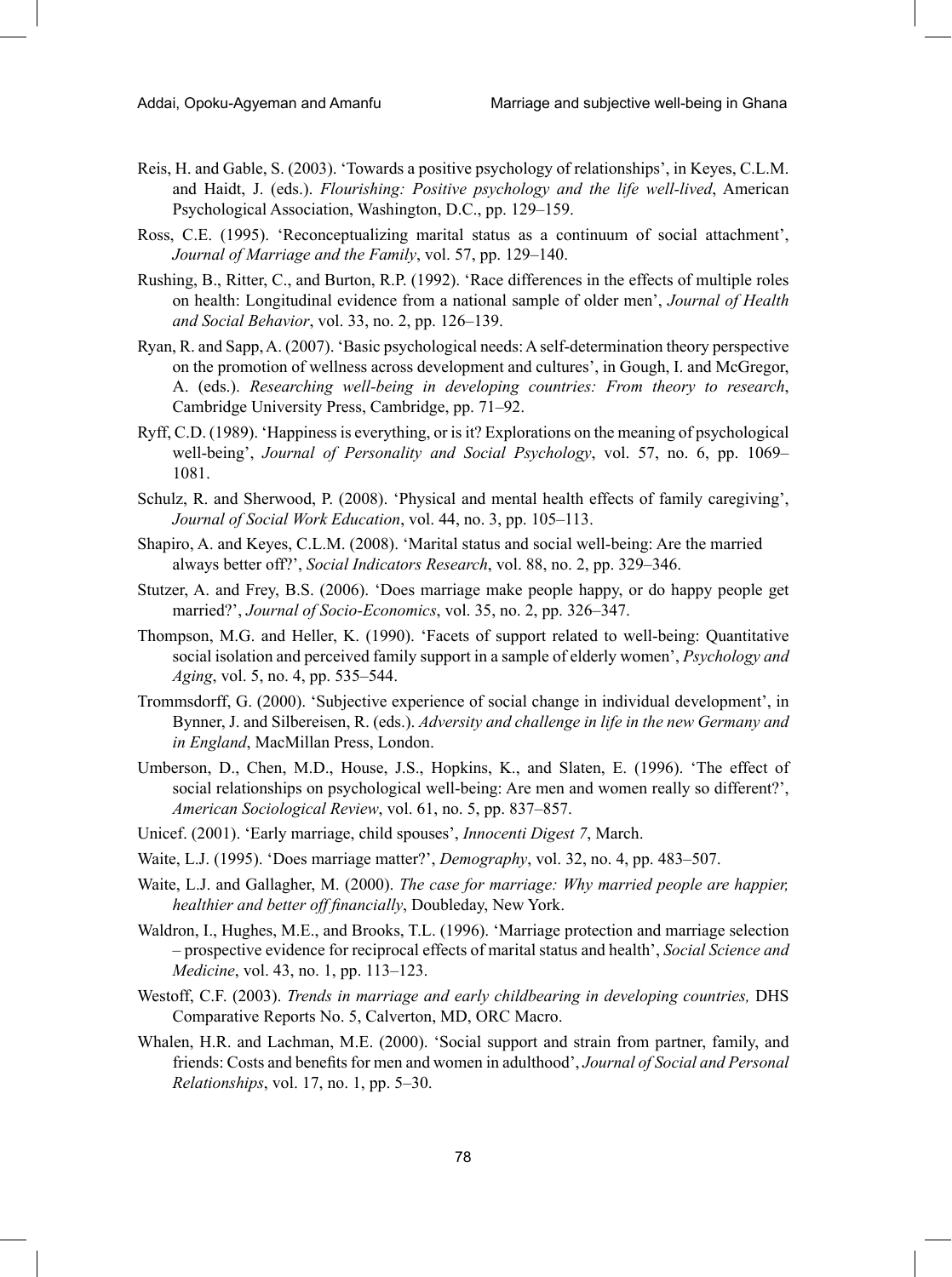Reis, H. and Gable, S. (2003). 'Towards a positive psychology of relationships', in Keyes, C.L.M. and Haidt, J. (eds.). *Flourishing: Positive psychology and the life well-lived*, American Psychological Association, Washington, D.C., pp. 129–159.

Ross, C.E. (1995). 'Reconceptualizing marital status as a continuum of social attachment', *Journal of Marriage and the Family*, vol. 57, pp. 129–140.

Rushing, B., Ritter, C., and Burton, R.P. (1992). 'Race differences in the effects of multiple roles on health: Longitudinal evidence from a national sample of older men', *Journal of Health and Social Behavior*, vol. 33, no. 2, pp. 126–139.

Ryan, R. and Sapp, A. (2007). 'Basic psychological needs: A self-determination theory perspective on the promotion of wellness across development and cultures', in Gough, I. and McGregor, A. (eds.). *Researching well-being in developing countries: From theory to research*, Cambridge University Press, Cambridge, pp. 71–92.

Ryff, C.D. (1989). 'Happiness is everything, or is it? Explorations on the meaning of psychological well-being', *Journal of Personality and Social Psychology*, vol. 57, no. 6, pp. 1069–1081.

Schulz, R. and Sherwood, P. (2008). 'Physical and mental health effects of family caregiving', *Journal of Social Work Education*, vol. 44, no. 3, pp. 105–113.

Shapiro, A. and Keyes, C.L.M. (2008). 'Marital status and social well-being: Are the married always better off?', *Social Indicators Research*, vol. 88, no. 2, pp. 329–346.

Stutzer, A. and Frey, B.S. (2006). 'Does marriage make people happy, or do happy people get married?', *Journal of Socio-Economics*, vol. 35, no. 2, pp. 326–347.

Thompson, M.G. and Heller, K. (1990). 'Facets of support related to well-being: Quantitative social isolation and perceived family support in a sample of elderly women', *Psychology and Aging*, vol. 5, no. 4, pp. 535–544.

Trommsdorff, G. (2000). 'Subjective experience of social change in individual development', in Bynner, J. and Silbereisen, R. (eds.). *Adversity and challenge in life in the new Germany and in England*, MacMillan Press, London.

Umberson, D., Chen, M.D., House, J.S., Hopkins, K., and Slaten, E. (1996). 'The effect of social relationships on psychological well-being: Are men and women really so different?', *American Sociological Review*, vol. 61, no. 5, pp. 837–857.

Unicef. (2001). 'Early marriage, child spouses', *Innocenti Digest 7*, March.

Waite, L.J. (1995). 'Does marriage matter?', *Demography*, vol. 32, no. 4, pp. 483–507.

Waite, L.J. and Gallagher, M. (2000). *The case for marriage: Why married people are happier, healthier and better off financially*, Doubleday, New York.

Waldron, I., Hughes, M.E., and Brooks, T.L. (1996). 'Marriage protection and marriage selection – prospective evidence for reciprocal effects of marital status and health', *Social Science and Medicine*, vol. 43, no. 1, pp. 113–123.

Westoff, C.F. (2003). *Trends in marriage and early childbearing in developing countries,* DHS Comparative Reports No. 5, Calverton, MD, ORC Macro.

Whalen, H.R. and Lachman, M.E. (2000). 'Social support and strain from partner, family, and friends: Costs and benefits for men and women in adulthood', *Journal of Social and Personal Relationships*, vol. 17, no. 1, pp. 5–30.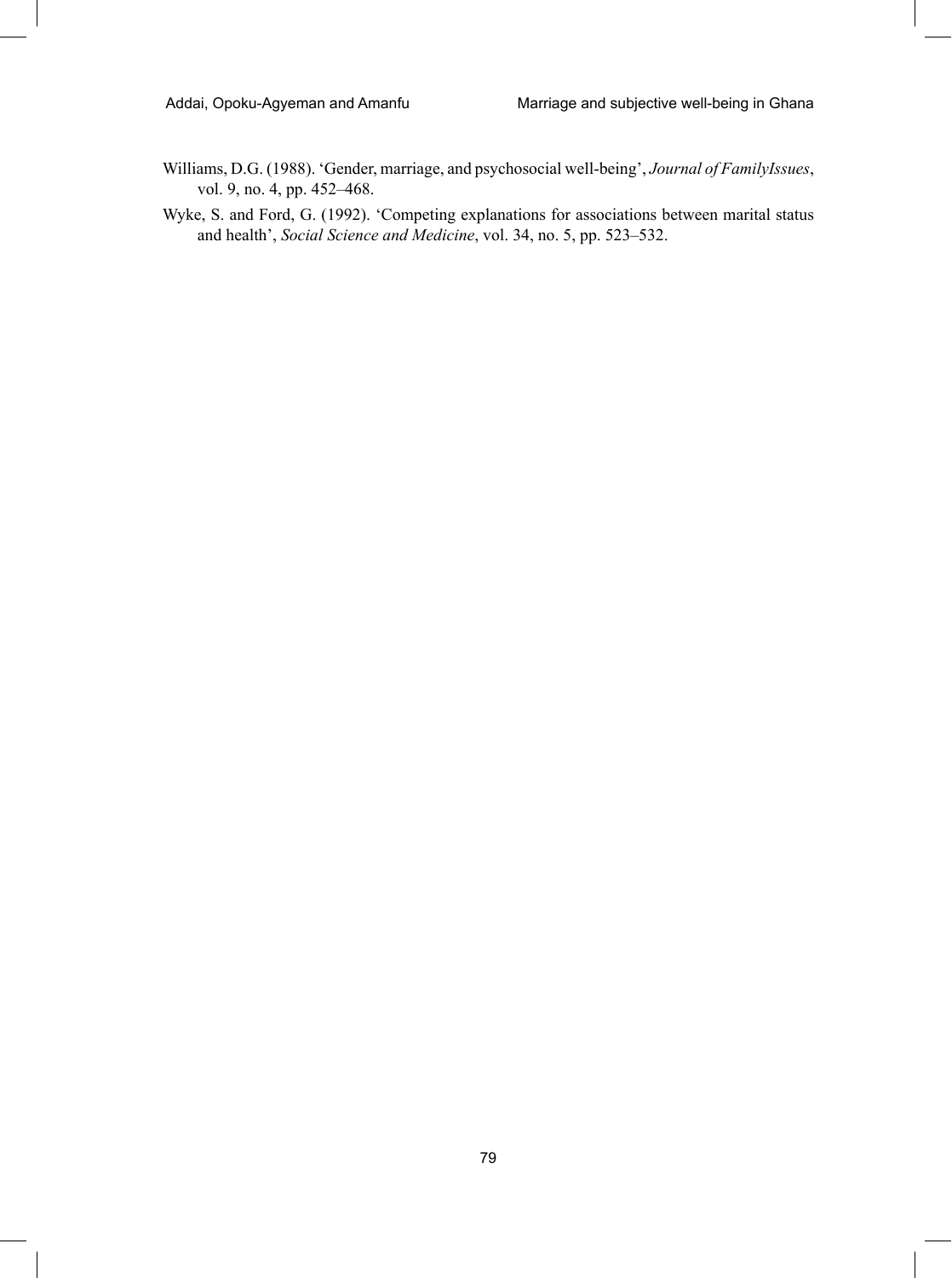Williams, D.G. (1988). 'Gender, marriage, and psychosocial well-being', *Journal of FamilyIssues*, vol. 9, no. 4, pp. 452–468.

Wyke, S. and Ford, G. (1992). 'Competing explanations for associations between marital status and health', *Social Science and Medicine*, vol. 34, no. 5, pp. 523–532.